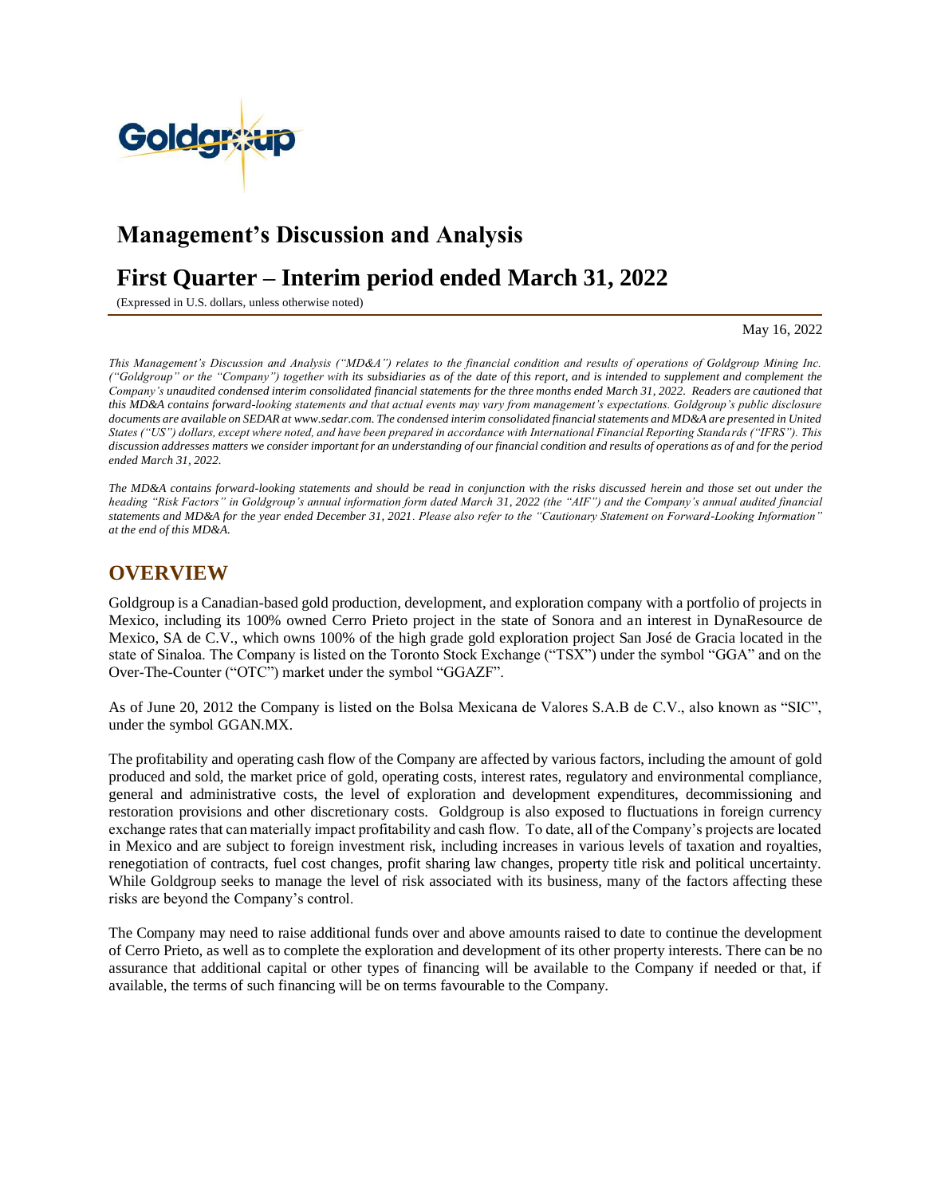# Management's Discussion and Analysis

# First Quarter – Interim period ended March 31, 2022

(Expressed in U.S. dollars, unless otherwise noted)

May 16, 2022

*This Management's Discussion and Analysis ("MD&A") relates to the financial condition and results of operations of Goldgroup Mining Inc. ("Goldgroup" or the "Company") together with its subsidiaries as of the date of this report, and is intended to supplement and complement the Company's unaudited condensed interim consolidated financial statements for the three months ended March 31, 2022. Readers are cautioned that this MD&A contains forward-looking statements and that actual events may vary from management's expectations. Goldgroup's public disclosure documents are available on SEDAR at www.sedar.com. The condensed interim consolidated financial statements and MD&A are presented in United States ("US") dollars, except where noted, and have been prepared in accordance with International Financial Reporting Standards ("IFRS"). This discussion addresses matters we consider important for an understanding of our financial condition and results of operations as of and for the period ended March 31, 2022.*

*The MD&A contains forward-looking statements and should be read in conjunction with the risks discussed herein and those set out under the heading "Risk Factors" in Goldgroup's annual information form dated March 31, 2022 (the "AIF") and the Company's annual audited financial statements and MD&A for the year ended December 31, 2021. Please also refer to the "Cautionary Statement on Forward-Looking Information" at the end of this MD&A.*

## OVERVIEW

Goldgroup is a Canadian-based gold production, development, and exploration company with a portfolio of projects in Mexico, including its 100% owned Cerro Prieto project in the state of Sonora and an interest in DynaResource de Mexico, SA de C.V., which owns 100% of the high grade gold exploration project San José de Gracia located in the state of Sinaloa. The Company is listed on the Toronto Stock Exchange ("TSX") under the symbol "GGA" and on the Over-The-Counter ("OTC") market under the symbol "GGAZF".

As of June 20, 2012 the Company is listed on the Bolsa Mexicana de Valores S.A.B de C.V., also known as "SIC", under the symbol GGAN.MX.

The profitability and operating cash flow of the Company are affected by various factors, including the amount of gold produced and sold, the market price of gold, operating costs, interest rates, regulatory and environmental compliance, general and administrative costs, the level of exploration and development expenditures, decommissioning and restoration provisions and other discretionary costs. Goldgroup is also exposed to fluctuations in foreign currency exchange rates that can materially impact profitability and cash flow. To date, all of the Company's projects are located in Mexico and are subject to foreign investment risk, including increases in various levels of taxation and royalties, renegotiation of contracts, fuel cost changes, profit sharing law changes, property title risk and political uncertainty. While Goldgroup seeks to manage the level of risk associated with its business, many of the factors affecting these risks are beyond the Company's control.

The Company may need to raise additional funds over and above amounts raised to date to continue the development of Cerro Prieto, as well as to complete the exploration and development of its other property interests. There can be no assurance that additional capital or other types of financing will be available to the Company if needed or that, if available, the terms of such financing will be on terms favourable to the Company.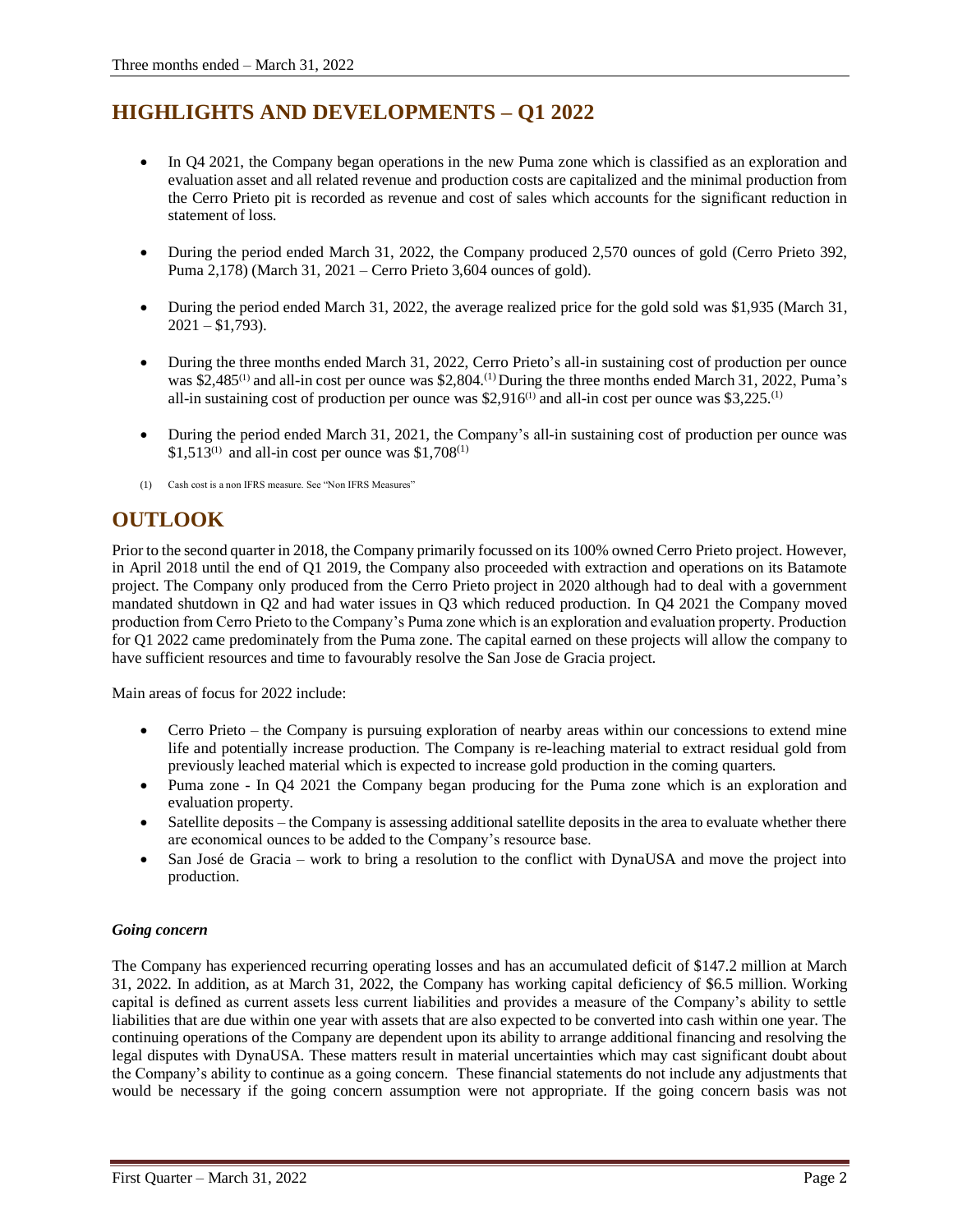# HIGHLIGHTS AND DEVELOPMENTS – Q1 2022

- In Q4 2021, the Company began operations in the new Puma zone which is classified as an exploration and evaluation asset and all related revenue and production costs are capitalized and the minimal production from the Cerro Prieto pit is recorded as revenue and cost of sales which accounts for the significant reduction in statement of loss.
- During the period ended March 31, 2022, the Company produced 2,570 ounces of gold (Cerro Prieto 392, Puma 2,178) (March 31, 2021 – Cerro Prieto 3,604 ounces of gold).
- During the period ended March 31, 2022, the average realized price for the gold sold was $1,935 (March 31, 2021 – $1,793).
- During the three months ended March 31, 2022, Cerro Prieto's all-in sustaining cost of production per ounce was $2,485[(1)] and all-in cost per ounce was $2,804.[(1)] During the three months ended March 31, 2022, Puma's all-in sustaining cost of production per ounce was $2,916[(1)] and all-in cost per ounce was $3,225.[(1)]
- During the period ended March 31, 2021, the Company's all-in sustaining cost of production per ounce was $1,513[(1)] and all-in cost per ounce was $1,708[(1)]

(1) Cash cost is a non IFRS measure. See "Non IFRS Measures"

# OUTLOOK

Prior to the second quarter in 2018, the Company primarily focussed on its 100% owned Cerro Prieto project. However, in April 2018 until the end of Q1 2019, the Company also proceeded with extraction and operations on its Batamote project. The Company only produced from the Cerro Prieto project in 2020 although had to deal with a government mandated shutdown in Q2 and had water issues in Q3 which reduced production. In Q4 2021 the Company moved production from Cerro Prieto to the Company's Puma zone which is an exploration and evaluation property. Production for Q1 2022 came predominately from the Puma zone. The capital earned on these projects will allow the company to have sufficient resources and time to favourably resolve the San Jose de Gracia project.

Main areas of focus for 2022 include:

- Cerro Prieto – the Company is pursuing exploration of nearby areas within our concessions to extend mine life and potentially increase production. The Company is re-leaching material to extract residual gold from previously leached material which is expected to increase gold production in the coming quarters.
- Puma zone - In Q4 2021 the Company began producing for the Puma zone which is an exploration and evaluation property.
- Satellite deposits – the Company is assessing additional satellite deposits in the area to evaluate whether there are economical ounces to be added to the Company's resource base.
- San José de Gracia – work to bring a resolution to the conflict with DynaUSA and move the project into production.

***Going concern***

The Company has experienced recurring operating losses and has an accumulated deficit of $147.2 million at March 31, 2022. In addition, as at March 31, 2022, the Company has working capital deficiency of $6.5 million. Working capital is defined as current assets less current liabilities and provides a measure of the Company's ability to settle liabilities that are due within one year with assets that are also expected to be converted into cash within one year. The continuing operations of the Company are dependent upon its ability to arrange additional financing and resolving the legal disputes with DynaUSA. These matters result in material uncertainties which may cast significant doubt about the Company's ability to continue as a going concern. These financial statements do not include any adjustments that would be necessary if the going concern assumption were not appropriate. If the going concern basis was not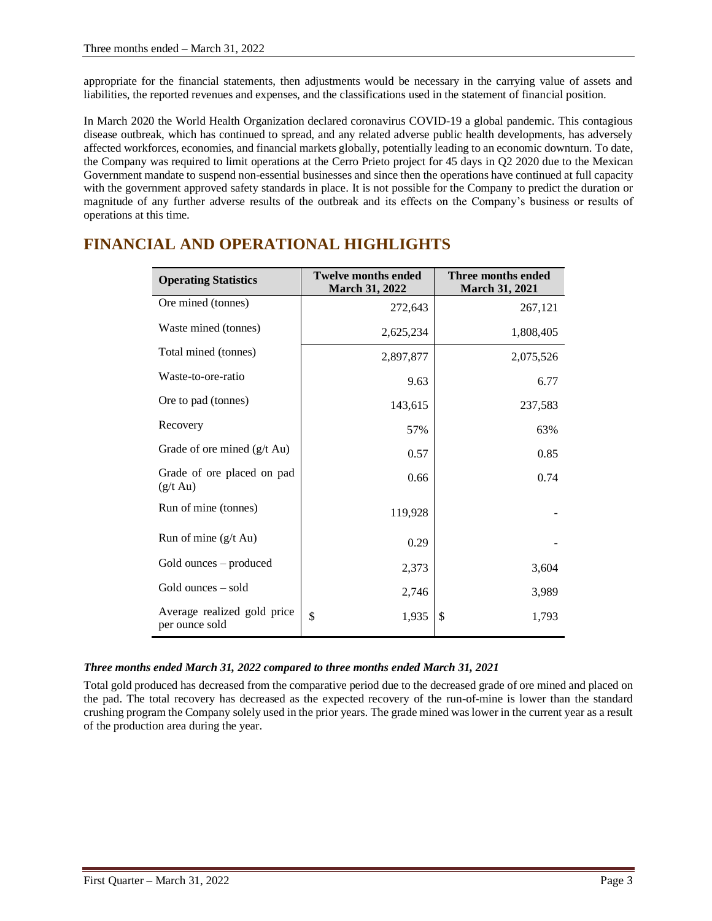appropriate for the financial statements, then adjustments would be necessary in the carrying value of assets and liabilities, the reported revenues and expenses, and the classifications used in the statement of financial position.

In March 2020 the World Health Organization declared coronavirus COVID-19 a global pandemic. This contagious disease outbreak, which has continued to spread, and any related adverse public health developments, has adversely affected workforces, economies, and financial markets globally, potentially leading to an economic downturn. To date, the Company was required to limit operations at the Cerro Prieto project for 45 days in Q2 2020 due to the Mexican Government mandate to suspend non-essential businesses and since then the operations have continued at full capacity with the government approved safety standards in place. It is not possible for the Company to predict the duration or magnitude of any further adverse results of the outbreak and its effects on the Company's business or results of operations at this time.

# FINANCIAL AND OPERATIONAL HIGHLIGHTS

| Operating Statistics | Twelve months ended March 31, 2022 | Three months ended March 31, 2021 |
|---|---|---|
| Ore mined (tonnes) | 272,643 | 267,121 |
| Waste mined (tonnes) | 2,625,234 | 1,808,405 |
| Total mined (tonnes) | 2,897,877 | 2,075,526 |
| Waste-to-ore-ratio | 9.63 | 6.77 |
| Ore to pad (tonnes) | 143,615 | 237,583 |
| Recovery | 57% | 63% |
| Grade of ore mined (g/t Au) | 0.57 | 0.85 |
| Grade of ore placed on pad (g/t Au) | 0.66 | 0.74 |
| Run of mine (tonnes) | 119,928 | - |
| Run of mine (g/t Au) | 0.29 | - |
| Gold ounces – produced | 2,373 | 3,604 |
| Gold ounces – sold | 2,746 | 3,989 |
| Average realized gold price per ounce sold | $ 1,935 | $ 1,793 |

***Three months ended March 31, 2022 compared to three months ended March 31, 2021***

Total gold produced has decreased from the comparative period due to the decreased grade of ore mined and placed on the pad. The total recovery has decreased as the expected recovery of the run-of-mine is lower than the standard crushing program the Company solely used in the prior years. The grade mined was lower in the current year as a result of the production area during the year.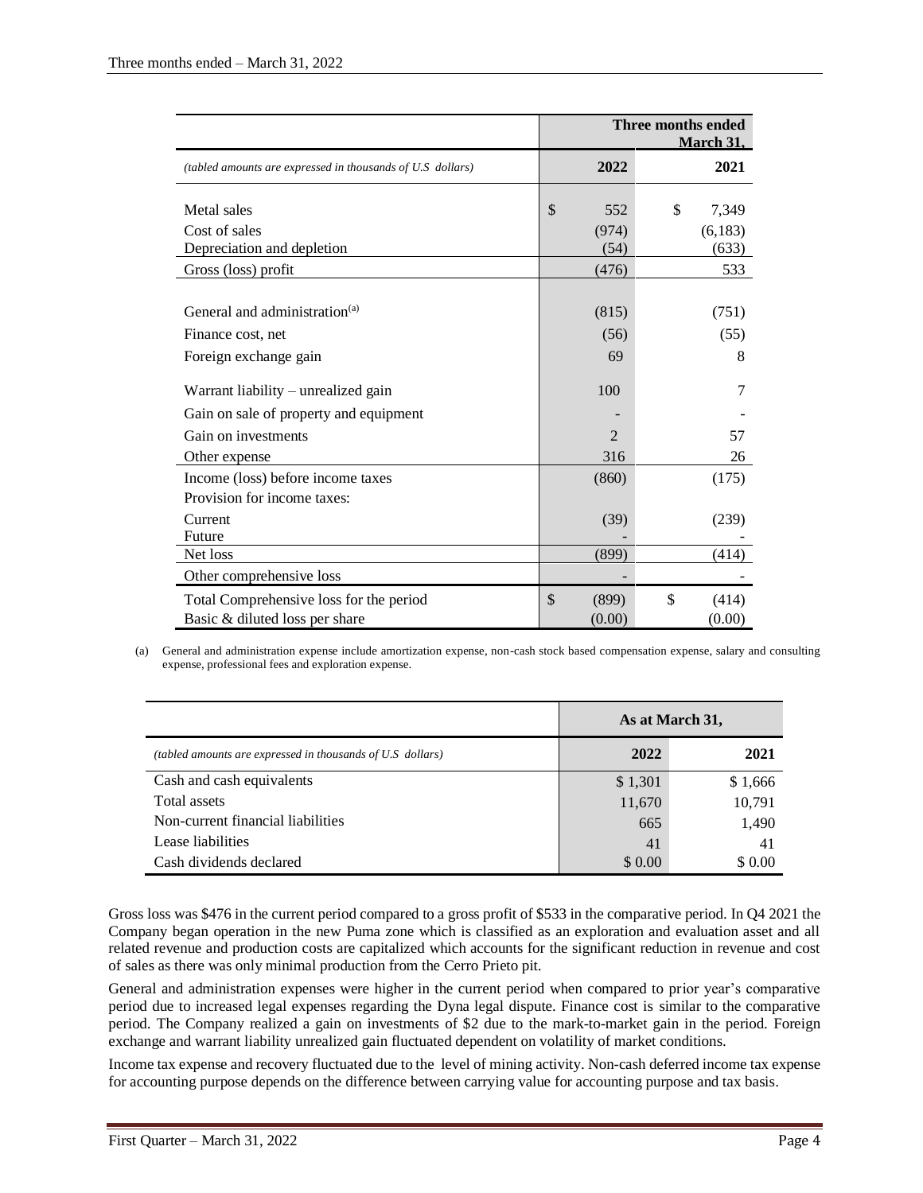| | Three months ended March 31, | |
|---|---|---|
| *(tabled amounts are expressed in thousands of U.S dollars)* | **2022** | **2021** |
| Metal sales | $ 552 | $ 7,349 |
| Cost of sales | (974) | (6,183) |
| Depreciation and depletion | (54) | (633) |
| Gross (loss) profit | (476) | 533 |
| General and administration[(a)] | (815) | (751) |
| Finance cost, net | (56) | (55) |
| Foreign exchange gain | 69 | 8 |
| Warrant liability – unrealized gain | 100 | 7 |
| Gain on sale of property and equipment | - | - |
| Gain on investments | 2 | 57 |
| Other expense | 316 | 26 |
| Income (loss) before income taxes | (860) | (175) |
| Provision for income taxes: | | |
| Current | (39) | (239) |
| Future | - | - |
| Net loss | (899) | (414) |
| Other comprehensive loss | - | - |
| Total Comprehensive loss for the period | $ (899) | $ (414) |
| Basic & diluted loss per share | (0.00) | (0.00) |

(a) General and administration expense include amortization expense, non-cash stock based compensation expense, salary and consulting expense, professional fees and exploration expense.

| | As at March 31, | |
|---|---|---|
| *(tabled amounts are expressed in thousands of U.S dollars)* | **2022** | **2021** |
| Cash and cash equivalents | $ 1,301 | $ 1,666 |
| Total assets | 11,670 | 10,791 |
| Non-current financial liabilities | 665 | 1,490 |
| Lease liabilities | 41 | 41 |
| Cash dividends declared | $ 0.00 | $ 0.00 |

Gross loss was $476 in the current period compared to a gross profit of $533 in the comparative period. In Q4 2021 the Company began operation in the new Puma zone which is classified as an exploration and evaluation asset and all related revenue and production costs are capitalized which accounts for the significant reduction in revenue and cost of sales as there was only minimal production from the Cerro Prieto pit.

General and administration expenses were higher in the current period when compared to prior year's comparative period due to increased legal expenses regarding the Dyna legal dispute. Finance cost is similar to the comparative period. The Company realized a gain on investments of $2 due to the mark-to-market gain in the period. Foreign exchange and warrant liability unrealized gain fluctuated dependent on volatility of market conditions.

Income tax expense and recovery fluctuated due to the level of mining activity. Non-cash deferred income tax expense for accounting purpose depends on the difference between carrying value for accounting purpose and tax basis.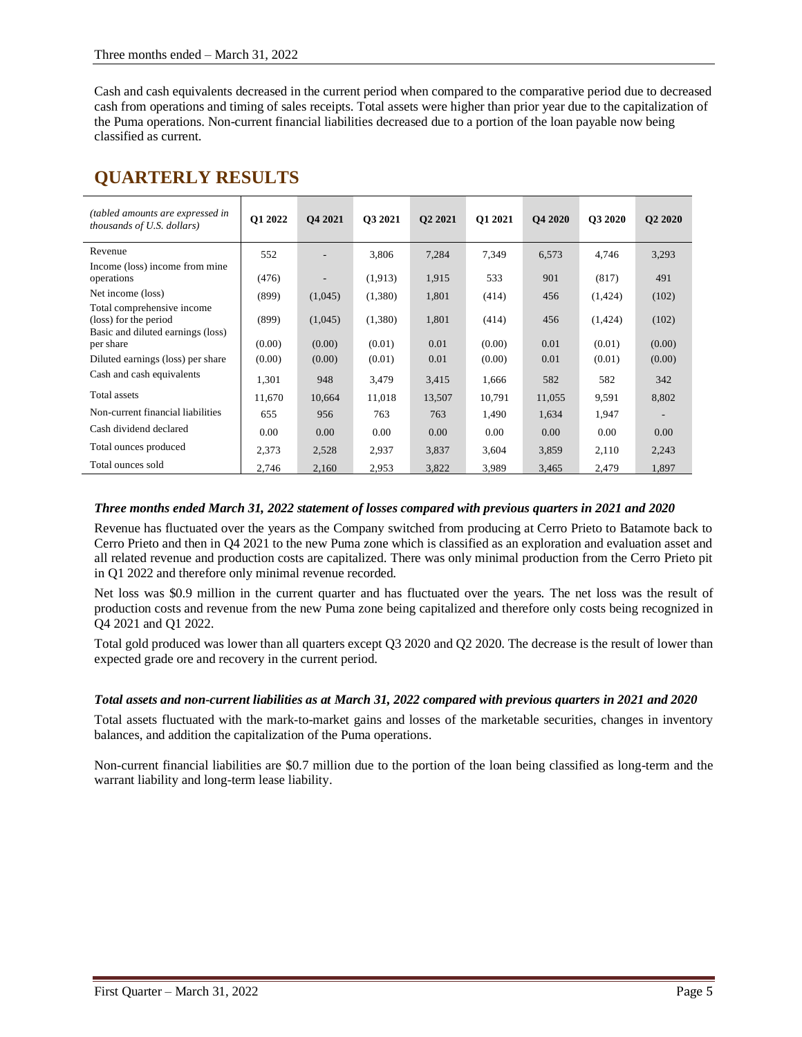Cash and cash equivalents decreased in the current period when compared to the comparative period due to decreased cash from operations and timing of sales receipts. Total assets were higher than prior year due to the capitalization of the Puma operations. Non-current financial liabilities decreased due to a portion of the loan payable now being classified as current.

# QUARTERLY RESULTS

| *(tabled amounts are expressed in thousands of U.S. dollars)* | Q1 2022 | Q4 2021 | Q3 2021 | Q2 2021 | Q1 2021 | Q4 2020 | Q3 2020 | Q2 2020 |
|---|---|---|---|---|---|---|---|---|
| Revenue | 552 | - | 3,806 | 7,284 | 7,349 | 6,573 | 4,746 | 3,293 |
| Income (loss) income from mine operations | (476) | - | (1,913) | 1,915 | 533 | 901 | (817) | 491 |
| Net income (loss) | (899) | (1,045) | (1,380) | 1,801 | (414) | 456 | (1,424) | (102) |
| Total comprehensive income (loss) for the period | (899) | (1,045) | (1,380) | 1,801 | (414) | 456 | (1,424) | (102) |
| Basic and diluted earnings (loss) per share | (0.00) | (0.00) | (0.01) | 0.01 | (0.00) | 0.01 | (0.01) | (0.00) |
| Diluted earnings (loss) per share | (0.00) | (0.00) | (0.01) | 0.01 | (0.00) | 0.01 | (0.01) | (0.00) |
| Cash and cash equivalents | 1,301 | 948 | 3,479 | 3,415 | 1,666 | 582 | 582 | 342 |
| Total assets | 11,670 | 10,664 | 11,018 | 13,507 | 10,791 | 11,055 | 9,591 | 8,802 |
| Non-current financial liabilities | 655 | 956 | 763 | 763 | 1,490 | 1,634 | 1,947 | - |
| Cash dividend declared | 0.00 | 0.00 | 0.00 | 0.00 | 0.00 | 0.00 | 0.00 | 0.00 |
| Total ounces produced | 2,373 | 2,528 | 2,937 | 3,837 | 3,604 | 3,859 | 2,110 | 2,243 |
| Total ounces sold | 2,746 | 2,160 | 2,953 | 3,822 | 3,989 | 3,465 | 2,479 | 1,897 |

***Three months ended March 31, 2022 statement of losses compared with previous quarters in 2021 and 2020***

Revenue has fluctuated over the years as the Company switched from producing at Cerro Prieto to Batamote back to Cerro Prieto and then in Q4 2021 to the new Puma zone which is classified as an exploration and evaluation asset and all related revenue and production costs are capitalized. There was only minimal production from the Cerro Prieto pit in Q1 2022 and therefore only minimal revenue recorded.

Net loss was $0.9 million in the current quarter and has fluctuated over the years. The net loss was the result of production costs and revenue from the new Puma zone being capitalized and therefore only costs being recognized in Q4 2021 and Q1 2022.

Total gold produced was lower than all quarters except Q3 2020 and Q2 2020. The decrease is the result of lower than expected grade ore and recovery in the current period.

***Total assets and non-current liabilities as at March 31, 2022 compared with previous quarters in 2021 and 2020***

Total assets fluctuated with the mark-to-market gains and losses of the marketable securities, changes in inventory balances, and addition the capitalization of the Puma operations.

Non-current financial liabilities are $0.7 million due to the portion of the loan being classified as long-term and the warrant liability and long-term lease liability.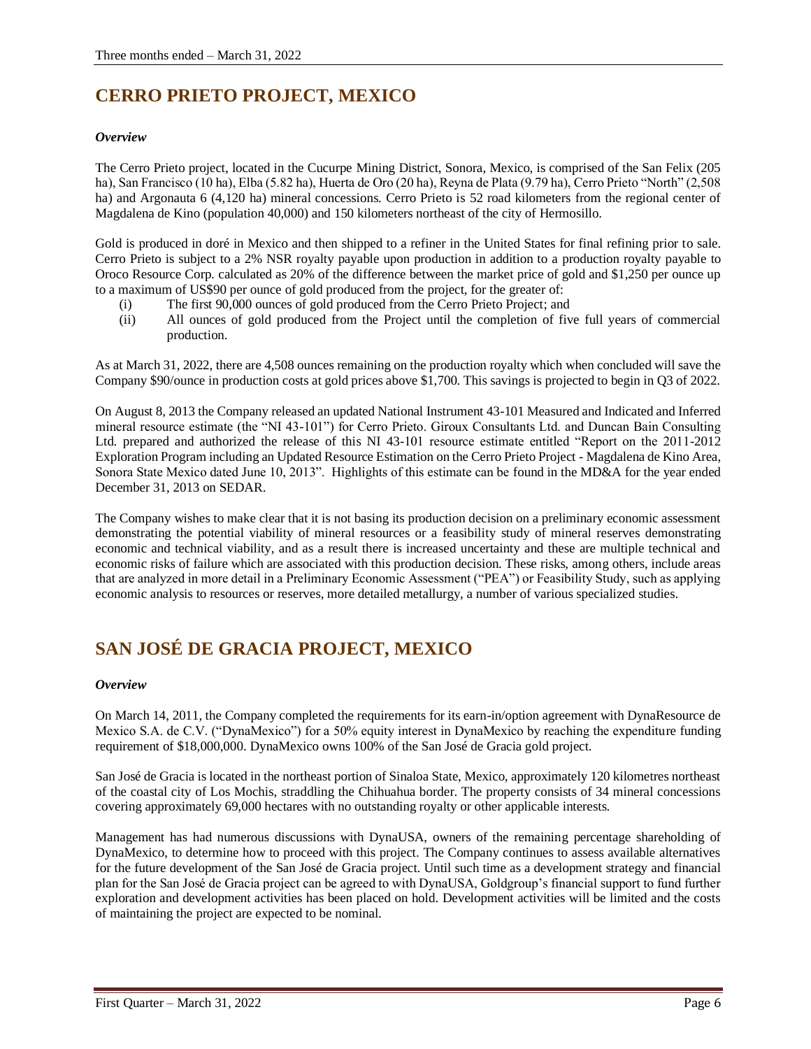# CERRO PRIETO PROJECT, MEXICO

***Overview***

The Cerro Prieto project, located in the Cucurpe Mining District, Sonora, Mexico, is comprised of the San Felix (205 ha), San Francisco (10 ha), Elba (5.82 ha), Huerta de Oro (20 ha), Reyna de Plata (9.79 ha), Cerro Prieto "North" (2,508 ha) and Argonauta 6 (4,120 ha) mineral concessions. Cerro Prieto is 52 road kilometers from the regional center of Magdalena de Kino (population 40,000) and 150 kilometers northeast of the city of Hermosillo.

Gold is produced in doré in Mexico and then shipped to a refiner in the United States for final refining prior to sale. Cerro Prieto is subject to a 2% NSR royalty payable upon production in addition to a production royalty payable to Oroco Resource Corp. calculated as 20% of the difference between the market price of gold and $1,250 per ounce up to a maximum of US$90 per ounce of gold produced from the project, for the greater of:

(i) The first 90,000 ounces of gold produced from the Cerro Prieto Project; and
(ii) All ounces of gold produced from the Project until the completion of five full years of commercial production.

As at March 31, 2022, there are 4,508 ounces remaining on the production royalty which when concluded will save the Company $90/ounce in production costs at gold prices above $1,700. This savings is projected to begin in Q3 of 2022.

On August 8, 2013 the Company released an updated National Instrument 43-101 Measured and Indicated and Inferred mineral resource estimate (the "NI 43-101") for Cerro Prieto. Giroux Consultants Ltd. and Duncan Bain Consulting Ltd. prepared and authorized the release of this NI 43-101 resource estimate entitled "Report on the 2011-2012 Exploration Program including an Updated Resource Estimation on the Cerro Prieto Project - Magdalena de Kino Area, Sonora State Mexico dated June 10, 2013". Highlights of this estimate can be found in the MD&A for the year ended December 31, 2013 on SEDAR.

The Company wishes to make clear that it is not basing its production decision on a preliminary economic assessment demonstrating the potential viability of mineral resources or a feasibility study of mineral reserves demonstrating economic and technical viability, and as a result there is increased uncertainty and these are multiple technical and economic risks of failure which are associated with this production decision. These risks, among others, include areas that are analyzed in more detail in a Preliminary Economic Assessment ("PEA") or Feasibility Study, such as applying economic analysis to resources or reserves, more detailed metallurgy, a number of various specialized studies.

# SAN JOSÉ DE GRACIA PROJECT, MEXICO

***Overview***

On March 14, 2011, the Company completed the requirements for its earn-in/option agreement with DynaResource de Mexico S.A. de C.V. ("DynaMexico") for a 50% equity interest in DynaMexico by reaching the expenditure funding requirement of $18,000,000. DynaMexico owns 100% of the San José de Gracia gold project.

San José de Gracia is located in the northeast portion of Sinaloa State, Mexico, approximately 120 kilometres northeast of the coastal city of Los Mochis, straddling the Chihuahua border. The property consists of 34 mineral concessions covering approximately 69,000 hectares with no outstanding royalty or other applicable interests.

Management has had numerous discussions with DynaUSA, owners of the remaining percentage shareholding of DynaMexico, to determine how to proceed with this project. The Company continues to assess available alternatives for the future development of the San José de Gracia project. Until such time as a development strategy and financial plan for the San José de Gracia project can be agreed to with DynaUSA, Goldgroup's financial support to fund further exploration and development activities has been placed on hold. Development activities will be limited and the costs of maintaining the project are expected to be nominal.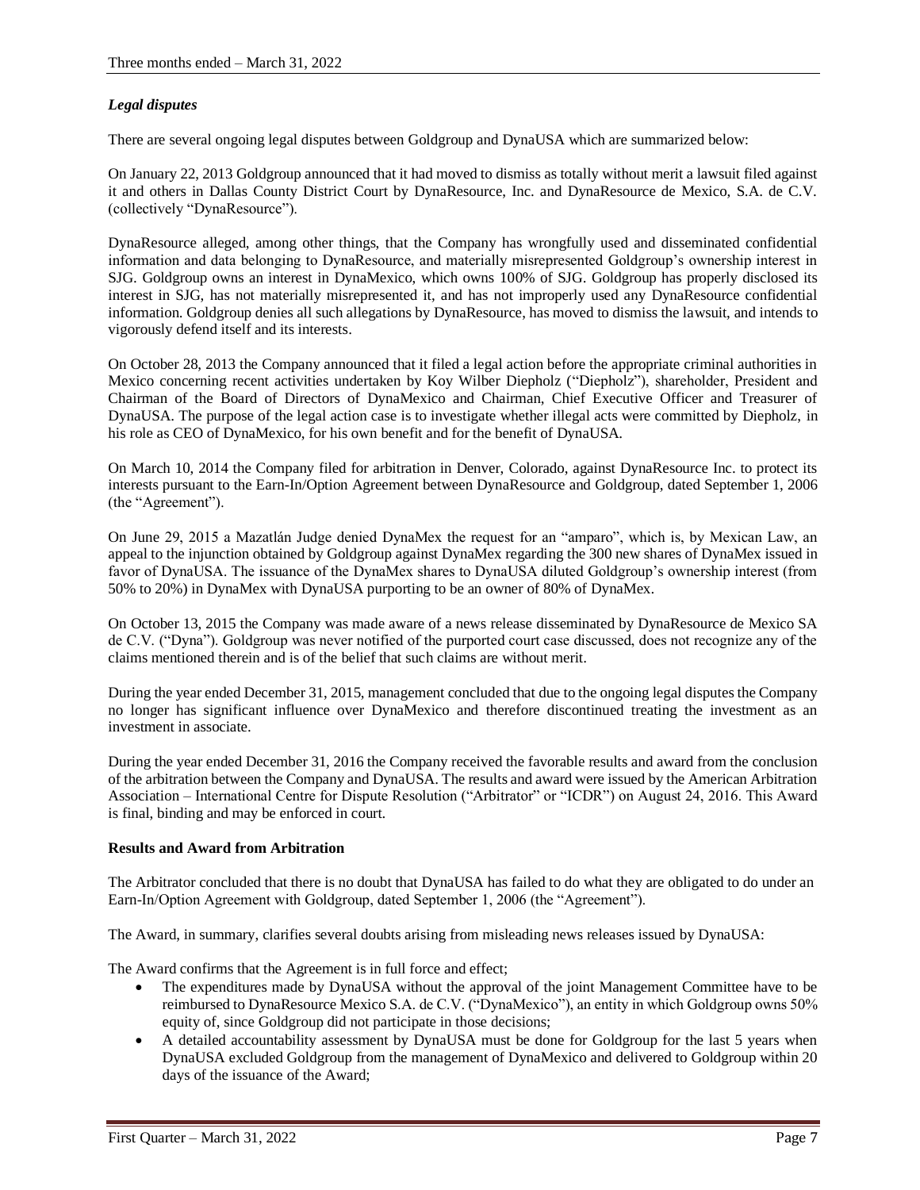### *Legal disputes*

There are several ongoing legal disputes between Goldgroup and DynaUSA which are summarized below:

On January 22, 2013 Goldgroup announced that it had moved to dismiss as totally without merit a lawsuit filed against it and others in Dallas County District Court by DynaResource, Inc. and DynaResource de Mexico, S.A. de C.V. (collectively "DynaResource").

DynaResource alleged, among other things, that the Company has wrongfully used and disseminated confidential information and data belonging to DynaResource, and materially misrepresented Goldgroup's ownership interest in SJG. Goldgroup owns an interest in DynaMexico, which owns 100% of SJG. Goldgroup has properly disclosed its interest in SJG, has not materially misrepresented it, and has not improperly used any DynaResource confidential information. Goldgroup denies all such allegations by DynaResource, has moved to dismiss the lawsuit, and intends to vigorously defend itself and its interests.

On October 28, 2013 the Company announced that it filed a legal action before the appropriate criminal authorities in Mexico concerning recent activities undertaken by Koy Wilber Diepholz ("Diepholz"), shareholder, President and Chairman of the Board of Directors of DynaMexico and Chairman, Chief Executive Officer and Treasurer of DynaUSA. The purpose of the legal action case is to investigate whether illegal acts were committed by Diepholz, in his role as CEO of DynaMexico, for his own benefit and for the benefit of DynaUSA.

On March 10, 2014 the Company filed for arbitration in Denver, Colorado, against DynaResource Inc. to protect its interests pursuant to the Earn-In/Option Agreement between DynaResource and Goldgroup, dated September 1, 2006 (the "Agreement").

On June 29, 2015 a Mazatlán Judge denied DynaMex the request for an "amparo", which is, by Mexican Law, an appeal to the injunction obtained by Goldgroup against DynaMex regarding the 300 new shares of DynaMex issued in favor of DynaUSA. The issuance of the DynaMex shares to DynaUSA diluted Goldgroup's ownership interest (from 50% to 20%) in DynaMex with DynaUSA purporting to be an owner of 80% of DynaMex.

On October 13, 2015 the Company was made aware of a news release disseminated by DynaResource de Mexico SA de C.V. ("Dyna"). Goldgroup was never notified of the purported court case discussed, does not recognize any of the claims mentioned therein and is of the belief that such claims are without merit.

During the year ended December 31, 2015, management concluded that due to the ongoing legal disputes the Company no longer has significant influence over DynaMexico and therefore discontinued treating the investment as an investment in associate.

During the year ended December 31, 2016 the Company received the favorable results and award from the conclusion of the arbitration between the Company and DynaUSA. The results and award were issued by the American Arbitration Association – International Centre for Dispute Resolution ("Arbitrator" or "ICDR") on August 24, 2016. This Award is final, binding and may be enforced in court.

**Results and Award from Arbitration**

The Arbitrator concluded that there is no doubt that DynaUSA has failed to do what they are obligated to do under an Earn-In/Option Agreement with Goldgroup, dated September 1, 2006 (the "Agreement").

The Award, in summary, clarifies several doubts arising from misleading news releases issued by DynaUSA:

The Award confirms that the Agreement is in full force and effect;

- The expenditures made by DynaUSA without the approval of the joint Management Committee have to be reimbursed to DynaResource Mexico S.A. de C.V. ("DynaMexico"), an entity in which Goldgroup owns 50% equity of, since Goldgroup did not participate in those decisions;
- A detailed accountability assessment by DynaUSA must be done for Goldgroup for the last 5 years when DynaUSA excluded Goldgroup from the management of DynaMexico and delivered to Goldgroup within 20 days of the issuance of the Award;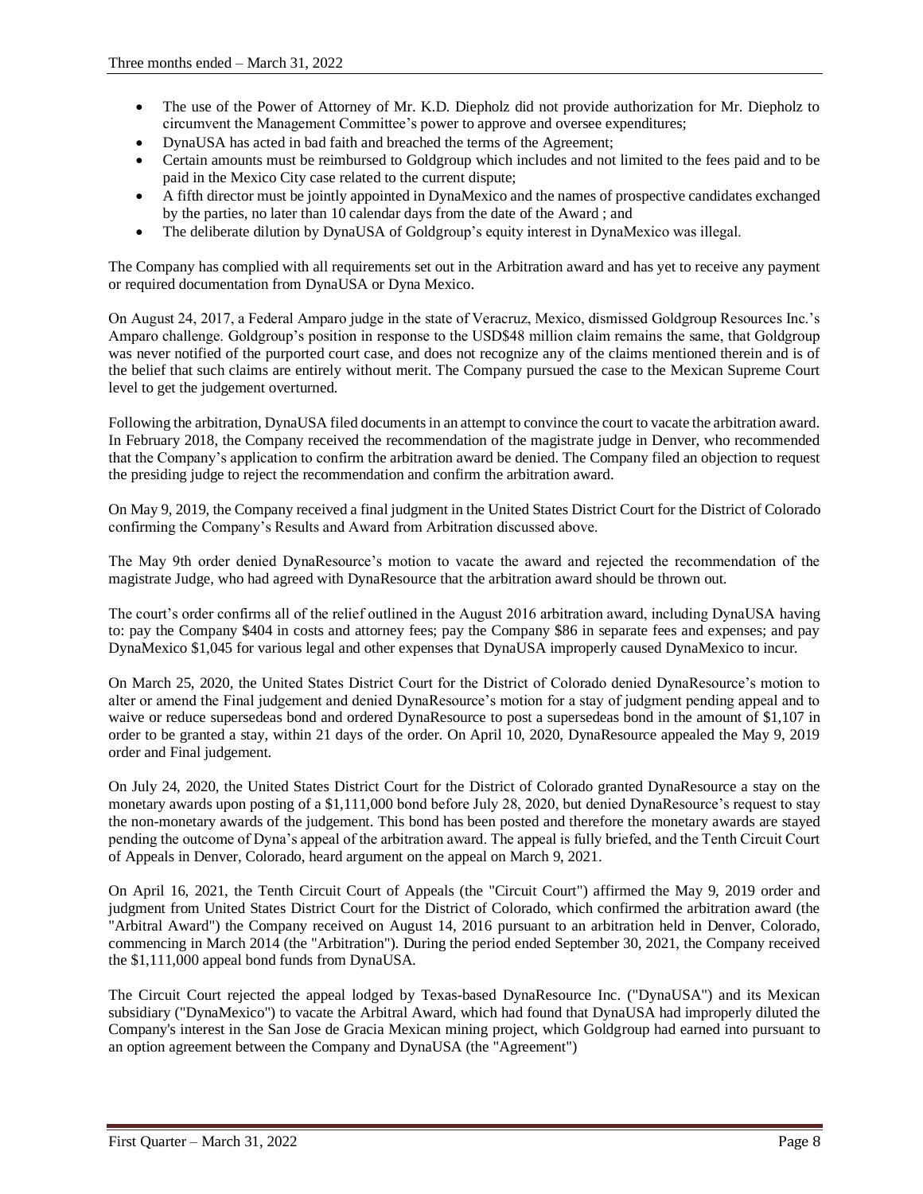- The use of the Power of Attorney of Mr. K.D. Diepholz did not provide authorization for Mr. Diepholz to circumvent the Management Committee's power to approve and oversee expenditures;
- DynaUSA has acted in bad faith and breached the terms of the Agreement;
- Certain amounts must be reimbursed to Goldgroup which includes and not limited to the fees paid and to be paid in the Mexico City case related to the current dispute;
- A fifth director must be jointly appointed in DynaMexico and the names of prospective candidates exchanged by the parties, no later than 10 calendar days from the date of the Award ; and
- The deliberate dilution by DynaUSA of Goldgroup's equity interest in DynaMexico was illegal.

The Company has complied with all requirements set out in the Arbitration award and has yet to receive any payment or required documentation from DynaUSA or Dyna Mexico.

On August 24, 2017, a Federal Amparo judge in the state of Veracruz, Mexico, dismissed Goldgroup Resources Inc.'s Amparo challenge. Goldgroup's position in response to the USD$48 million claim remains the same, that Goldgroup was never notified of the purported court case, and does not recognize any of the claims mentioned therein and is of the belief that such claims are entirely without merit. The Company pursued the case to the Mexican Supreme Court level to get the judgement overturned.

Following the arbitration, DynaUSA filed documents in an attempt to convince the court to vacate the arbitration award. In February 2018, the Company received the recommendation of the magistrate judge in Denver, who recommended that the Company's application to confirm the arbitration award be denied. The Company filed an objection to request the presiding judge to reject the recommendation and confirm the arbitration award.

On May 9, 2019, the Company received a final judgment in the United States District Court for the District of Colorado confirming the Company's Results and Award from Arbitration discussed above.

The May 9th order denied DynaResource's motion to vacate the award and rejected the recommendation of the magistrate Judge, who had agreed with DynaResource that the arbitration award should be thrown out.

The court's order confirms all of the relief outlined in the August 2016 arbitration award, including DynaUSA having to: pay the Company $404 in costs and attorney fees; pay the Company $86 in separate fees and expenses; and pay DynaMexico $1,045 for various legal and other expenses that DynaUSA improperly caused DynaMexico to incur.

On March 25, 2020, the United States District Court for the District of Colorado denied DynaResource's motion to alter or amend the Final judgement and denied DynaResource's motion for a stay of judgment pending appeal and to waive or reduce supersedeas bond and ordered DynaResource to post a supersedeas bond in the amount of $1,107 in order to be granted a stay, within 21 days of the order. On April 10, 2020, DynaResource appealed the May 9, 2019 order and Final judgement.

On July 24, 2020, the United States District Court for the District of Colorado granted DynaResource a stay on the monetary awards upon posting of a $1,111,000 bond before July 28, 2020, but denied DynaResource's request to stay the non-monetary awards of the judgement. This bond has been posted and therefore the monetary awards are stayed pending the outcome of Dyna's appeal of the arbitration award. The appeal is fully briefed, and the Tenth Circuit Court of Appeals in Denver, Colorado, heard argument on the appeal on March 9, 2021.

On April 16, 2021, the Tenth Circuit Court of Appeals (the "Circuit Court") affirmed the May 9, 2019 order and judgment from United States District Court for the District of Colorado, which confirmed the arbitration award (the "Arbitral Award") the Company received on August 14, 2016 pursuant to an arbitration held in Denver, Colorado, commencing in March 2014 (the "Arbitration"). During the period ended September 30, 2021, the Company received the $1,111,000 appeal bond funds from DynaUSA.

The Circuit Court rejected the appeal lodged by Texas-based DynaResource Inc. ("DynaUSA") and its Mexican subsidiary ("DynaMexico") to vacate the Arbitral Award, which had found that DynaUSA had improperly diluted the Company's interest in the San Jose de Gracia Mexican mining project, which Goldgroup had earned into pursuant to an option agreement between the Company and DynaUSA (the "Agreement")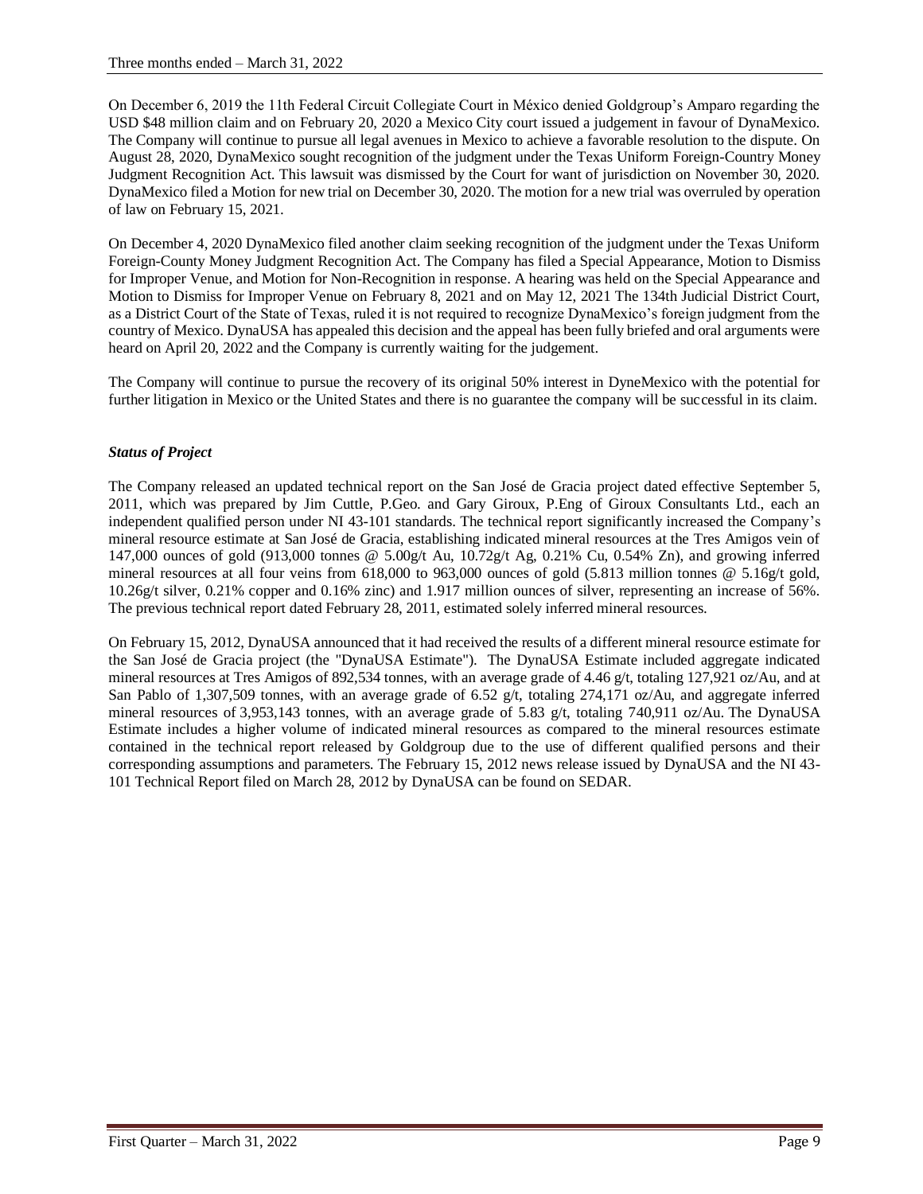On December 6, 2019 the 11th Federal Circuit Collegiate Court in México denied Goldgroup's Amparo regarding the USD $48 million claim and on February 20, 2020 a Mexico City court issued a judgement in favour of DynaMexico. The Company will continue to pursue all legal avenues in Mexico to achieve a favorable resolution to the dispute. On August 28, 2020, DynaMexico sought recognition of the judgment under the Texas Uniform Foreign-Country Money Judgment Recognition Act. This lawsuit was dismissed by the Court for want of jurisdiction on November 30, 2020. DynaMexico filed a Motion for new trial on December 30, 2020. The motion for a new trial was overruled by operation of law on February 15, 2021.

On December 4, 2020 DynaMexico filed another claim seeking recognition of the judgment under the Texas Uniform Foreign-County Money Judgment Recognition Act. The Company has filed a Special Appearance, Motion to Dismiss for Improper Venue, and Motion for Non-Recognition in response. A hearing was held on the Special Appearance and Motion to Dismiss for Improper Venue on February 8, 2021 and on May 12, 2021 The 134th Judicial District Court, as a District Court of the State of Texas, ruled it is not required to recognize DynaMexico's foreign judgment from the country of Mexico. DynaUSA has appealed this decision and the appeal has been fully briefed and oral arguments were heard on April 20, 2022 and the Company is currently waiting for the judgement.

The Company will continue to pursue the recovery of its original 50% interest in DyneMexico with the potential for further litigation in Mexico or the United States and there is no guarantee the company will be successful in its claim.

***Status of Project***

The Company released an updated technical report on the San José de Gracia project dated effective September 5, 2011, which was prepared by Jim Cuttle, P.Geo. and Gary Giroux, P.Eng of Giroux Consultants Ltd., each an independent qualified person under NI 43-101 standards. The technical report significantly increased the Company's mineral resource estimate at San José de Gracia, establishing indicated mineral resources at the Tres Amigos vein of 147,000 ounces of gold (913,000 tonnes @ 5.00g/t Au, 10.72g/t Ag, 0.21% Cu, 0.54% Zn), and growing inferred mineral resources at all four veins from 618,000 to 963,000 ounces of gold (5.813 million tonnes @ 5.16g/t gold, 10.26g/t silver, 0.21% copper and 0.16% zinc) and 1.917 million ounces of silver, representing an increase of 56%. The previous technical report dated February 28, 2011, estimated solely inferred mineral resources.

On February 15, 2012, DynaUSA announced that it had received the results of a different mineral resource estimate for the San José de Gracia project (the "DynaUSA Estimate"). The DynaUSA Estimate included aggregate indicated mineral resources at Tres Amigos of 892,534 tonnes, with an average grade of 4.46 g/t, totaling 127,921 oz/Au, and at San Pablo of 1,307,509 tonnes, with an average grade of 6.52 g/t, totaling 274,171 oz/Au, and aggregate inferred mineral resources of 3,953,143 tonnes, with an average grade of 5.83 g/t, totaling 740,911 oz/Au. The DynaUSA Estimate includes a higher volume of indicated mineral resources as compared to the mineral resources estimate contained in the technical report released by Goldgroup due to the use of different qualified persons and their corresponding assumptions and parameters. The February 15, 2012 news release issued by DynaUSA and the NI 43-101 Technical Report filed on March 28, 2012 by DynaUSA can be found on SEDAR.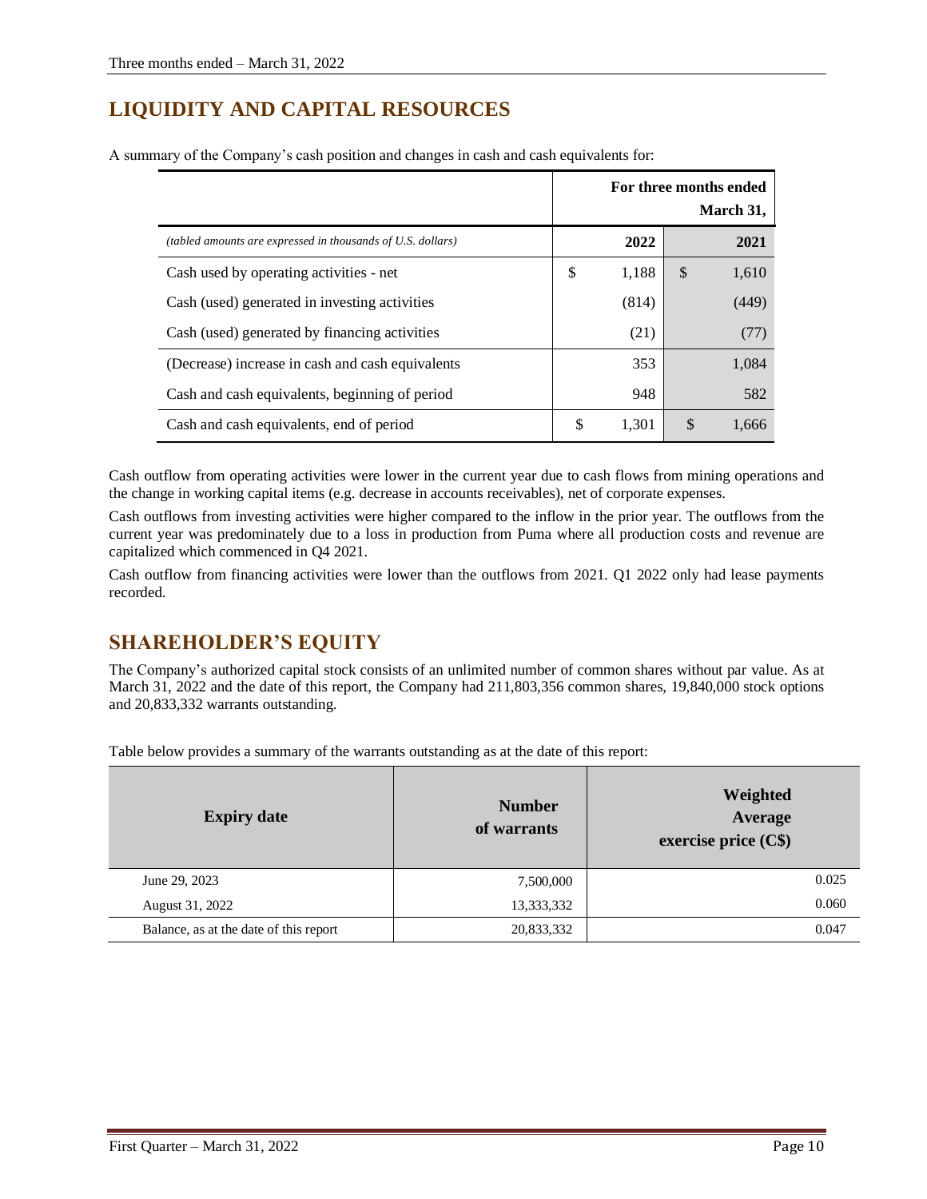## LIQUIDITY AND CAPITAL RESOURCES

A summary of the Company's cash position and changes in cash and cash equivalents for:

| | For three months ended March 31, | |
|---|---|---|
| *(tabled amounts are expressed in thousands of U.S. dollars)* | **2022** | **2021** |
| Cash used by operating activities - net | $ 1,188 | $ 1,610 |
| Cash (used) generated in investing activities | (814) | (449) |
| Cash (used) generated by financing activities | (21) | (77) |
| (Decrease) increase in cash and cash equivalents | 353 | 1,084 |
| Cash and cash equivalents, beginning of period | 948 | 582 |
| Cash and cash equivalents, end of period | $ 1,301 | $ 1,666 |

Cash outflow from operating activities were lower in the current year due to cash flows from mining operations and the change in working capital items (e.g. decrease in accounts receivables), net of corporate expenses.

Cash outflows from investing activities were higher compared to the inflow in the prior year. The outflows from the current year was predominately due to a loss in production from Puma where all production costs and revenue are capitalized which commenced in Q4 2021.

Cash outflow from financing activities were lower than the outflows from 2021. Q1 2022 only had lease payments recorded.

## SHAREHOLDER'S EQUITY

The Company's authorized capital stock consists of an unlimited number of common shares without par value. As at March 31, 2022 and the date of this report, the Company had 211,803,356 common shares, 19,840,000 stock options and 20,833,332 warrants outstanding.

Table below provides a summary of the warrants outstanding as at the date of this report:

| Expiry date | Number of warrants | Weighted Average exercise price (C$) |
|---|---|---|
| June 29, 2023 | 7,500,000 | 0.025 |
| August 31, 2022 | 13,333,332 | 0.060 |
| Balance, as at the date of this report | 20,833,332 | 0.047 |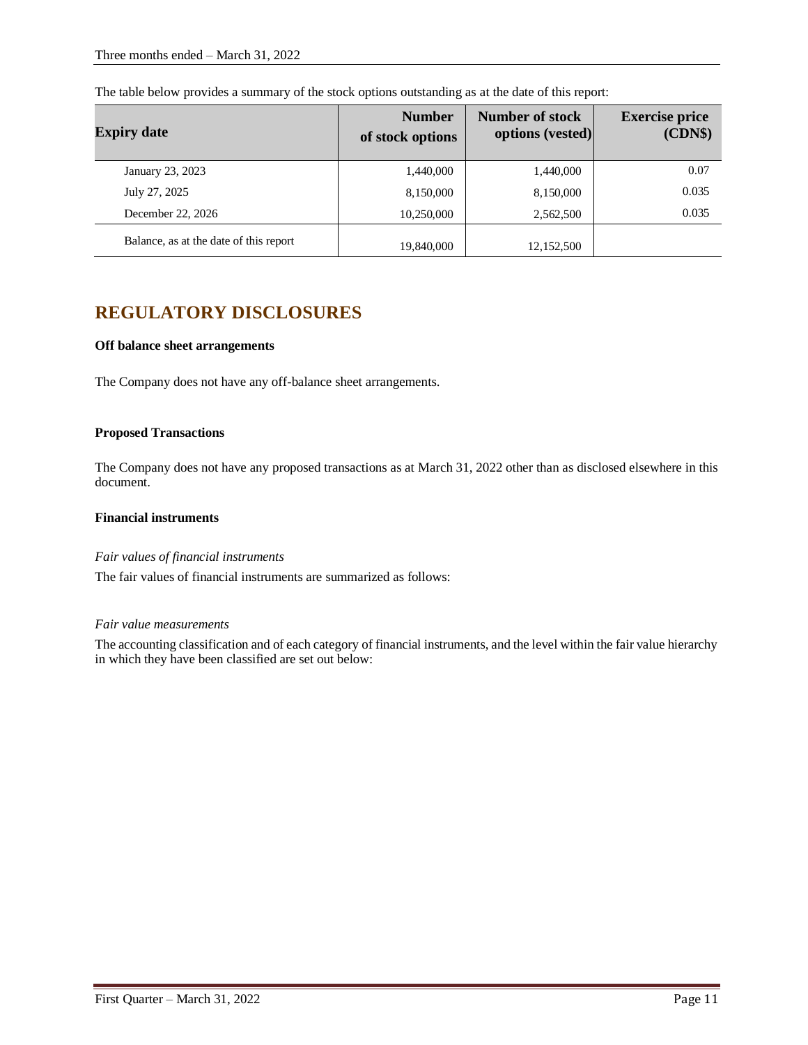The table below provides a summary of the stock options outstanding as at the date of this report:

| Expiry date | Number of stock options | Number of stock options (vested) | Exercise price (CDN$) |
|---|---|---|---|
| January 23, 2023 | 1,440,000 | 1,440,000 | 0.07 |
| July 27, 2025 | 8,150,000 | 8,150,000 | 0.035 |
| December 22, 2026 | 10,250,000 | 2,562,500 | 0.035 |
| Balance, as at the date of this report | 19,840,000 | 12,152,500 | |

## REGULATORY DISCLOSURES

**Off balance sheet arrangements**

The Company does not have any off-balance sheet arrangements.

**Proposed Transactions**

The Company does not have any proposed transactions as at March 31, 2022 other than as disclosed elsewhere in this document.

**Financial instruments**

*Fair values of financial instruments*

The fair values of financial instruments are summarized as follows:

*Fair value measurements*

The accounting classification and of each category of financial instruments, and the level within the fair value hierarchy in which they have been classified are set out below: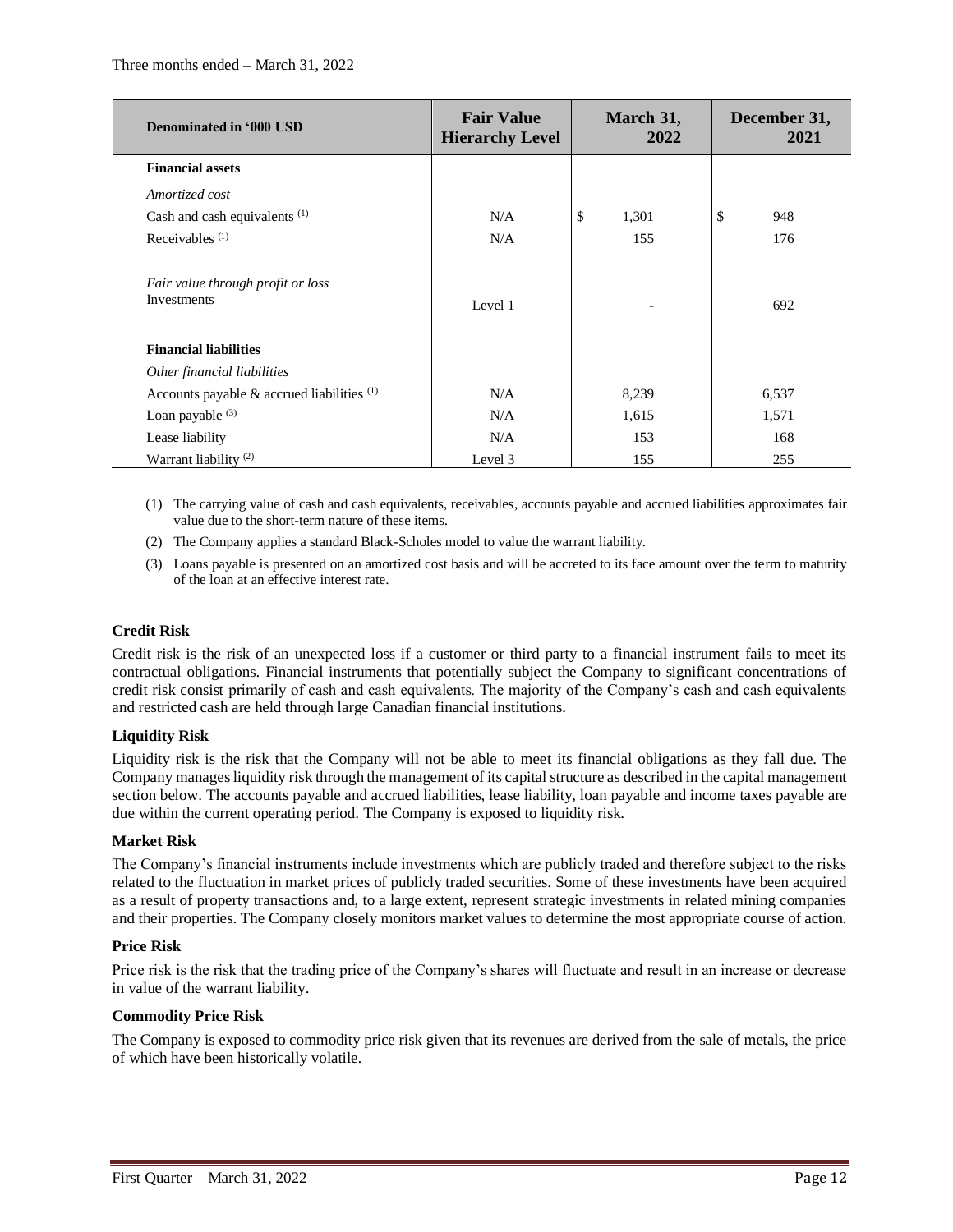| Denominated in '000 USD | Fair Value Hierarchy Level | March 31, 2022 | December 31, 2021 |
|---|---|---|---|
| **Financial assets** | | | |
| *Amortized cost* | | | |
| Cash and cash equivalents [(1)] | N/A | $ 1,301 | $ 948 |
| Receivables [(1)] | N/A | 155 | 176 |
| *Fair value through profit or loss* Investments | Level 1 | - | 692 |
| **Financial liabilities** | | | |
| *Other financial liabilities* | | | |
| Accounts payable & accrued liabilities [(1)] | N/A | 8,239 | 6,537 |
| Loan payable [(3)] | N/A | 1,615 | 1,571 |
| Lease liability | N/A | 153 | 168 |
| Warrant liability [(2)] | Level 3 | 155 | 255 |

(1) The carrying value of cash and cash equivalents, receivables, accounts payable and accrued liabilities approximates fair value due to the short-term nature of these items.

(2) The Company applies a standard Black-Scholes model to value the warrant liability.

(3) Loans payable is presented on an amortized cost basis and will be accreted to its face amount over the term to maturity of the loan at an effective interest rate.

### Credit Risk

Credit risk is the risk of an unexpected loss if a customer or third party to a financial instrument fails to meet its contractual obligations. Financial instruments that potentially subject the Company to significant concentrations of credit risk consist primarily of cash and cash equivalents. The majority of the Company's cash and cash equivalents and restricted cash are held through large Canadian financial institutions.

### Liquidity Risk

Liquidity risk is the risk that the Company will not be able to meet its financial obligations as they fall due. The Company manages liquidity risk through the management of its capital structure as described in the capital management section below. The accounts payable and accrued liabilities, lease liability, loan payable and income taxes payable are due within the current operating period. The Company is exposed to liquidity risk.

### Market Risk

The Company's financial instruments include investments which are publicly traded and therefore subject to the risks related to the fluctuation in market prices of publicly traded securities. Some of these investments have been acquired as a result of property transactions and, to a large extent, represent strategic investments in related mining companies and their properties. The Company closely monitors market values to determine the most appropriate course of action.

### Price Risk

Price risk is the risk that the trading price of the Company's shares will fluctuate and result in an increase or decrease in value of the warrant liability.

### Commodity Price Risk

The Company is exposed to commodity price risk given that its revenues are derived from the sale of metals, the price of which have been historically volatile.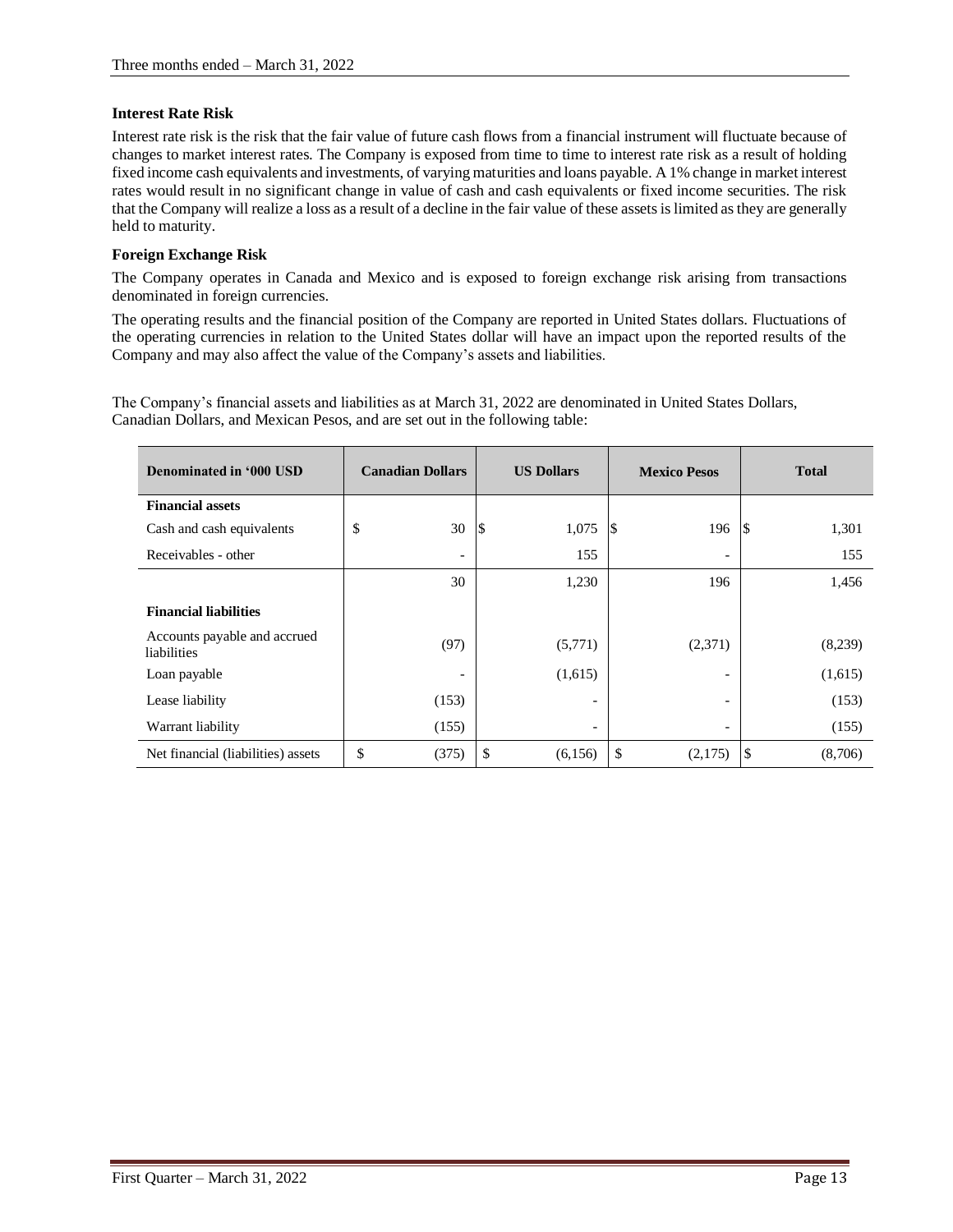### Interest Rate Risk

Interest rate risk is the risk that the fair value of future cash flows from a financial instrument will fluctuate because of changes to market interest rates. The Company is exposed from time to time to interest rate risk as a result of holding fixed income cash equivalents and investments, of varying maturities and loans payable. A 1% change in market interest rates would result in no significant change in value of cash and cash equivalents or fixed income securities. The risk that the Company will realize a loss as a result of a decline in the fair value of these assets is limited as they are generally held to maturity.

### Foreign Exchange Risk

The Company operates in Canada and Mexico and is exposed to foreign exchange risk arising from transactions denominated in foreign currencies.

The operating results and the financial position of the Company are reported in United States dollars. Fluctuations of the operating currencies in relation to the United States dollar will have an impact upon the reported results of the Company and may also affect the value of the Company's assets and liabilities.

The Company's financial assets and liabilities as at March 31, 2022 are denominated in United States Dollars, Canadian Dollars, and Mexican Pesos, and are set out in the following table:

| Denominated in '000 USD | Canadian Dollars | US Dollars | Mexico Pesos | Total |
|---|---|---|---|---|
| **Financial assets** | | | | |
| Cash and cash equivalents | $ 30 | $ 1,075 | $ 196 | $ 1,301 |
| Receivables - other | - | 155 | - | 155 |
| | 30 | 1,230 | 196 | 1,456 |
| **Financial liabilities** | | | | |
| Accounts payable and accrued liabilities | (97) | (5,771) | (2,371) | (8,239) |
| Loan payable | - | (1,615) | - | (1,615) |
| Lease liability | (153) | - | - | (153) |
| Warrant liability | (155) | - | - | (155) |
| Net financial (liabilities) assets | $ (375) | $ (6,156) | $ (2,175) | $ (8,706) |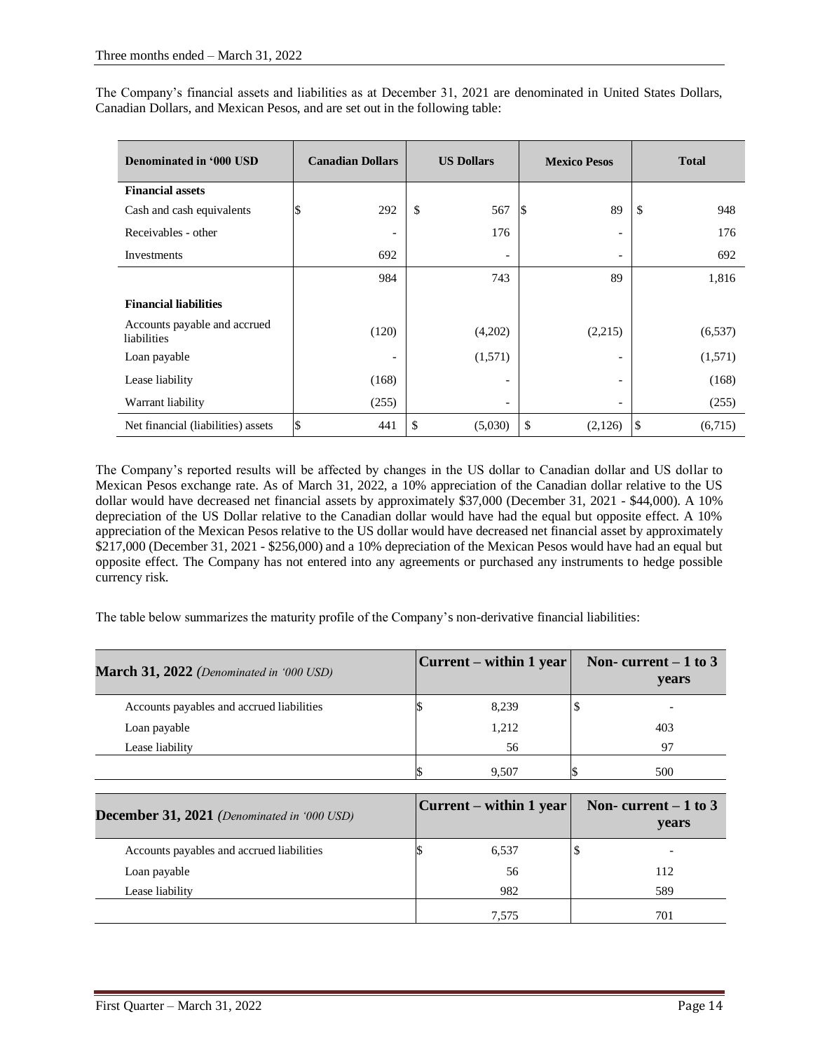The Company's financial assets and liabilities as at December 31, 2021 are denominated in United States Dollars, Canadian Dollars, and Mexican Pesos, and are set out in the following table:

| Denominated in '000 USD | Canadian Dollars | US Dollars | Mexico Pesos | Total |
|---|---|---|---|---|
| **Financial assets** | | | | |
| Cash and cash equivalents | $ 292 | $ 567 | $ 89 | $ 948 |
| Receivables - other | - | 176 | - | 176 |
| Investments | 692 | - | - | 692 |
| | 984 | 743 | 89 | 1,816 |
| **Financial liabilities** | | | | |
| Accounts payable and accrued liabilities | (120) | (4,202) | (2,215) | (6,537) |
| Loan payable | - | (1,571) | - | (1,571) |
| Lease liability | (168) | - | - | (168) |
| Warrant liability | (255) | - | - | (255) |
| Net financial (liabilities) assets | $ 441 | $ (5,030) | $ (2,126) | $ (6,715) |

The Company's reported results will be affected by changes in the US dollar to Canadian dollar and US dollar to Mexican Pesos exchange rate. As of March 31, 2022, a 10% appreciation of the Canadian dollar relative to the US dollar would have decreased net financial assets by approximately $37,000 (December 31, 2021 - $44,000). A 10% depreciation of the US Dollar relative to the Canadian dollar would have had the equal but opposite effect. A 10% appreciation of the Mexican Pesos relative to the US dollar would have decreased net financial asset by approximately $217,000 (December 31, 2021 - $256,000) and a 10% depreciation of the Mexican Pesos would have had an equal but opposite effect. The Company has not entered into any agreements or purchased any instruments to hedge possible currency risk.

The table below summarizes the maturity profile of the Company's non-derivative financial liabilities:

| **March 31, 2022** *(Denominated in '000 USD)* | Current – within 1 year | Non- current – 1 to 3 years |
|---|---|---|
| Accounts payables and accrued liabilities | $ 8,239 | $ - |
| Loan payable | 1,212 | 403 |
| Lease liability | 56 | 97 |
| | $ 9,507 | $ 500 |

| **December 31, 2021** *(Denominated in '000 USD)* | Current – within 1 year | Non- current – 1 to 3 years |
|---|---|---|
| Accounts payables and accrued liabilities | $ 6,537 | $ - |
| Loan payable | 56 | 112 |
| Lease liability | 982 | 589 |
| | 7,575 | 701 |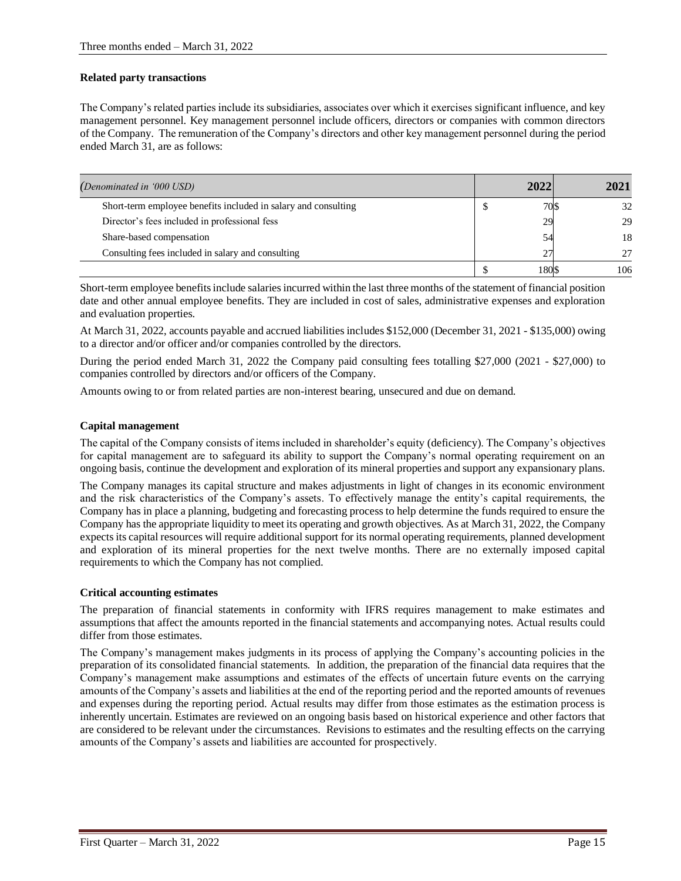## Related party transactions

The Company's related parties include its subsidiaries, associates over which it exercises significant influence, and key management personnel. Key management personnel include officers, directors or companies with common directors of the Company. The remuneration of the Company's directors and other key management personnel during the period ended March 31, are as follows:

| *(Denominated in '000 USD)* | 2022 | 2021 |
|---|---|---|
| Short-term employee benefits included in salary and consulting | $ 70 | $ 32 |
| Director's fees included in professional fess | 29 | 29 |
| Share-based compensation | 54 | 18 |
| Consulting fees included in salary and consulting | 27 | 27 |
| | $ 180 | $ 106 |

Short-term employee benefits include salaries incurred within the last three months of the statement of financial position date and other annual employee benefits. They are included in cost of sales, administrative expenses and exploration and evaluation properties.

At March 31, 2022, accounts payable and accrued liabilities includes $152,000 (December 31, 2021 - $135,000) owing to a director and/or officer and/or companies controlled by the directors.

During the period ended March 31, 2022 the Company paid consulting fees totalling $27,000 (2021 - $27,000) to companies controlled by directors and/or officers of the Company.

Amounts owing to or from related parties are non-interest bearing, unsecured and due on demand.

## Capital management

The capital of the Company consists of items included in shareholder's equity (deficiency). The Company's objectives for capital management are to safeguard its ability to support the Company's normal operating requirement on an ongoing basis, continue the development and exploration of its mineral properties and support any expansionary plans.

The Company manages its capital structure and makes adjustments in light of changes in its economic environment and the risk characteristics of the Company's assets. To effectively manage the entity's capital requirements, the Company has in place a planning, budgeting and forecasting process to help determine the funds required to ensure the Company has the appropriate liquidity to meet its operating and growth objectives. As at March 31, 2022, the Company expects its capital resources will require additional support for its normal operating requirements, planned development and exploration of its mineral properties for the next twelve months. There are no externally imposed capital requirements to which the Company has not complied.

## Critical accounting estimates

The preparation of financial statements in conformity with IFRS requires management to make estimates and assumptions that affect the amounts reported in the financial statements and accompanying notes. Actual results could differ from those estimates.

The Company's management makes judgments in its process of applying the Company's accounting policies in the preparation of its consolidated financial statements. In addition, the preparation of the financial data requires that the Company's management make assumptions and estimates of the effects of uncertain future events on the carrying amounts of the Company's assets and liabilities at the end of the reporting period and the reported amounts of revenues and expenses during the reporting period. Actual results may differ from those estimates as the estimation process is inherently uncertain. Estimates are reviewed on an ongoing basis based on historical experience and other factors that are considered to be relevant under the circumstances. Revisions to estimates and the resulting effects on the carrying amounts of the Company's assets and liabilities are accounted for prospectively.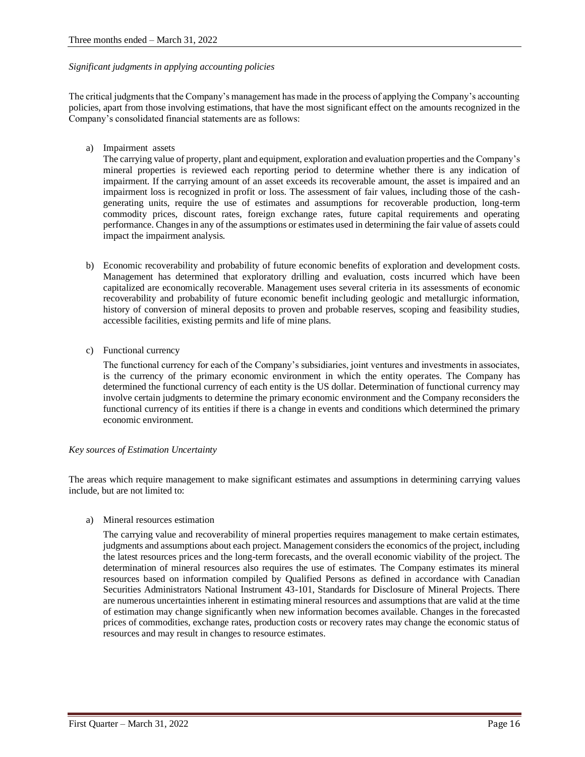*Significant judgments in applying accounting policies*

The critical judgments that the Company's management has made in the process of applying the Company's accounting policies, apart from those involving estimations, that have the most significant effect on the amounts recognized in the Company's consolidated financial statements are as follows:

a) Impairment assets

   The carrying value of property, plant and equipment, exploration and evaluation properties and the Company's mineral properties is reviewed each reporting period to determine whether there is any indication of impairment. If the carrying amount of an asset exceeds its recoverable amount, the asset is impaired and an impairment loss is recognized in profit or loss. The assessment of fair values, including those of the cash-generating units, require the use of estimates and assumptions for recoverable production, long-term commodity prices, discount rates, foreign exchange rates, future capital requirements and operating performance. Changes in any of the assumptions or estimates used in determining the fair value of assets could impact the impairment analysis.

b) Economic recoverability and probability of future economic benefits of exploration and development costs. Management has determined that exploratory drilling and evaluation, costs incurred which have been capitalized are economically recoverable. Management uses several criteria in its assessments of economic recoverability and probability of future economic benefit including geologic and metallurgic information, history of conversion of mineral deposits to proven and probable reserves, scoping and feasibility studies, accessible facilities, existing permits and life of mine plans.

c) Functional currency

   The functional currency for each of the Company's subsidiaries, joint ventures and investments in associates, is the currency of the primary economic environment in which the entity operates. The Company has determined the functional currency of each entity is the US dollar. Determination of functional currency may involve certain judgments to determine the primary economic environment and the Company reconsiders the functional currency of its entities if there is a change in events and conditions which determined the primary economic environment.

*Key sources of Estimation Uncertainty*

The areas which require management to make significant estimates and assumptions in determining carrying values include, but are not limited to:

a) Mineral resources estimation

   The carrying value and recoverability of mineral properties requires management to make certain estimates, judgments and assumptions about each project. Management considers the economics of the project, including the latest resources prices and the long-term forecasts, and the overall economic viability of the project. The determination of mineral resources also requires the use of estimates. The Company estimates its mineral resources based on information compiled by Qualified Persons as defined in accordance with Canadian Securities Administrators National Instrument 43-101, Standards for Disclosure of Mineral Projects. There are numerous uncertainties inherent in estimating mineral resources and assumptions that are valid at the time of estimation may change significantly when new information becomes available. Changes in the forecasted prices of commodities, exchange rates, production costs or recovery rates may change the economic status of resources and may result in changes to resource estimates.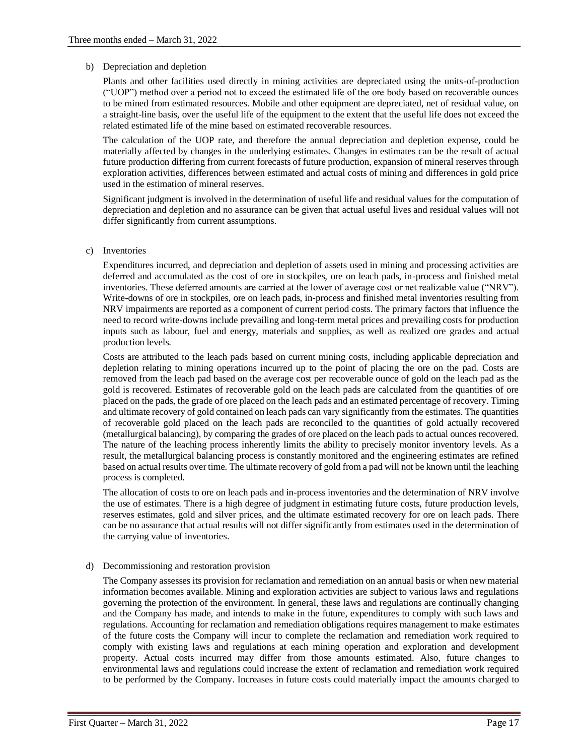b) Depreciation and depletion

Plants and other facilities used directly in mining activities are depreciated using the units-of-production ("UOP") method over a period not to exceed the estimated life of the ore body based on recoverable ounces to be mined from estimated resources. Mobile and other equipment are depreciated, net of residual value, on a straight-line basis, over the useful life of the equipment to the extent that the useful life does not exceed the related estimated life of the mine based on estimated recoverable resources.

The calculation of the UOP rate, and therefore the annual depreciation and depletion expense, could be materially affected by changes in the underlying estimates. Changes in estimates can be the result of actual future production differing from current forecasts of future production, expansion of mineral reserves through exploration activities, differences between estimated and actual costs of mining and differences in gold price used in the estimation of mineral reserves.

Significant judgment is involved in the determination of useful life and residual values for the computation of depreciation and depletion and no assurance can be given that actual useful lives and residual values will not differ significantly from current assumptions.

c) Inventories

Expenditures incurred, and depreciation and depletion of assets used in mining and processing activities are deferred and accumulated as the cost of ore in stockpiles, ore on leach pads, in-process and finished metal inventories. These deferred amounts are carried at the lower of average cost or net realizable value ("NRV"). Write-downs of ore in stockpiles, ore on leach pads, in-process and finished metal inventories resulting from NRV impairments are reported as a component of current period costs. The primary factors that influence the need to record write-downs include prevailing and long-term metal prices and prevailing costs for production inputs such as labour, fuel and energy, materials and supplies, as well as realized ore grades and actual production levels.

Costs are attributed to the leach pads based on current mining costs, including applicable depreciation and depletion relating to mining operations incurred up to the point of placing the ore on the pad. Costs are removed from the leach pad based on the average cost per recoverable ounce of gold on the leach pad as the gold is recovered. Estimates of recoverable gold on the leach pads are calculated from the quantities of ore placed on the pads, the grade of ore placed on the leach pads and an estimated percentage of recovery. Timing and ultimate recovery of gold contained on leach pads can vary significantly from the estimates. The quantities of recoverable gold placed on the leach pads are reconciled to the quantities of gold actually recovered (metallurgical balancing), by comparing the grades of ore placed on the leach pads to actual ounces recovered. The nature of the leaching process inherently limits the ability to precisely monitor inventory levels. As a result, the metallurgical balancing process is constantly monitored and the engineering estimates are refined based on actual results over time. The ultimate recovery of gold from a pad will not be known until the leaching process is completed.

The allocation of costs to ore on leach pads and in-process inventories and the determination of NRV involve the use of estimates. There is a high degree of judgment in estimating future costs, future production levels, reserves estimates, gold and silver prices, and the ultimate estimated recovery for ore on leach pads. There can be no assurance that actual results will not differ significantly from estimates used in the determination of the carrying value of inventories.

d) Decommissioning and restoration provision

The Company assesses its provision for reclamation and remediation on an annual basis or when new material information becomes available. Mining and exploration activities are subject to various laws and regulations governing the protection of the environment. In general, these laws and regulations are continually changing and the Company has made, and intends to make in the future, expenditures to comply with such laws and regulations. Accounting for reclamation and remediation obligations requires management to make estimates of the future costs the Company will incur to complete the reclamation and remediation work required to comply with existing laws and regulations at each mining operation and exploration and development property. Actual costs incurred may differ from those amounts estimated. Also, future changes to environmental laws and regulations could increase the extent of reclamation and remediation work required to be performed by the Company. Increases in future costs could materially impact the amounts charged to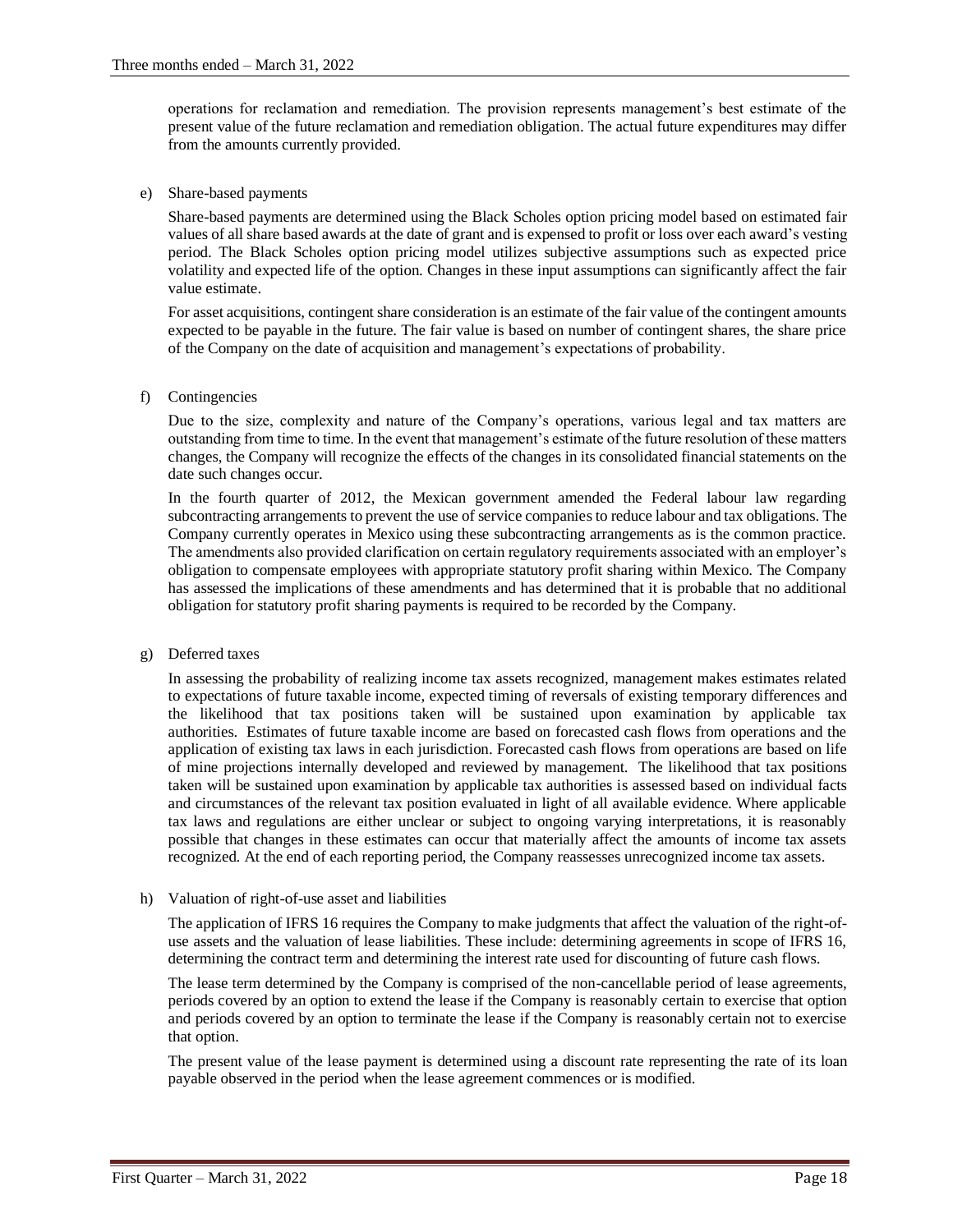operations for reclamation and remediation. The provision represents management's best estimate of the present value of the future reclamation and remediation obligation. The actual future expenditures may differ from the amounts currently provided.

e) Share-based payments

Share-based payments are determined using the Black Scholes option pricing model based on estimated fair values of all share based awards at the date of grant and is expensed to profit or loss over each award's vesting period. The Black Scholes option pricing model utilizes subjective assumptions such as expected price volatility and expected life of the option. Changes in these input assumptions can significantly affect the fair value estimate.

For asset acquisitions, contingent share consideration is an estimate of the fair value of the contingent amounts expected to be payable in the future. The fair value is based on number of contingent shares, the share price of the Company on the date of acquisition and management's expectations of probability.

f) Contingencies

Due to the size, complexity and nature of the Company's operations, various legal and tax matters are outstanding from time to time. In the event that management's estimate of the future resolution of these matters changes, the Company will recognize the effects of the changes in its consolidated financial statements on the date such changes occur.

In the fourth quarter of 2012, the Mexican government amended the Federal labour law regarding subcontracting arrangements to prevent the use of service companies to reduce labour and tax obligations. The Company currently operates in Mexico using these subcontracting arrangements as is the common practice. The amendments also provided clarification on certain regulatory requirements associated with an employer's obligation to compensate employees with appropriate statutory profit sharing within Mexico. The Company has assessed the implications of these amendments and has determined that it is probable that no additional obligation for statutory profit sharing payments is required to be recorded by the Company.

g) Deferred taxes

In assessing the probability of realizing income tax assets recognized, management makes estimates related to expectations of future taxable income, expected timing of reversals of existing temporary differences and the likelihood that tax positions taken will be sustained upon examination by applicable tax authorities. Estimates of future taxable income are based on forecasted cash flows from operations and the application of existing tax laws in each jurisdiction. Forecasted cash flows from operations are based on life of mine projections internally developed and reviewed by management. The likelihood that tax positions taken will be sustained upon examination by applicable tax authorities is assessed based on individual facts and circumstances of the relevant tax position evaluated in light of all available evidence. Where applicable tax laws and regulations are either unclear or subject to ongoing varying interpretations, it is reasonably possible that changes in these estimates can occur that materially affect the amounts of income tax assets recognized. At the end of each reporting period, the Company reassesses unrecognized income tax assets.

h) Valuation of right-of-use asset and liabilities

The application of IFRS 16 requires the Company to make judgments that affect the valuation of the right-of-use assets and the valuation of lease liabilities. These include: determining agreements in scope of IFRS 16, determining the contract term and determining the interest rate used for discounting of future cash flows.

The lease term determined by the Company is comprised of the non-cancellable period of lease agreements, periods covered by an option to extend the lease if the Company is reasonably certain to exercise that option and periods covered by an option to terminate the lease if the Company is reasonably certain not to exercise that option.

The present value of the lease payment is determined using a discount rate representing the rate of its loan payable observed in the period when the lease agreement commences or is modified.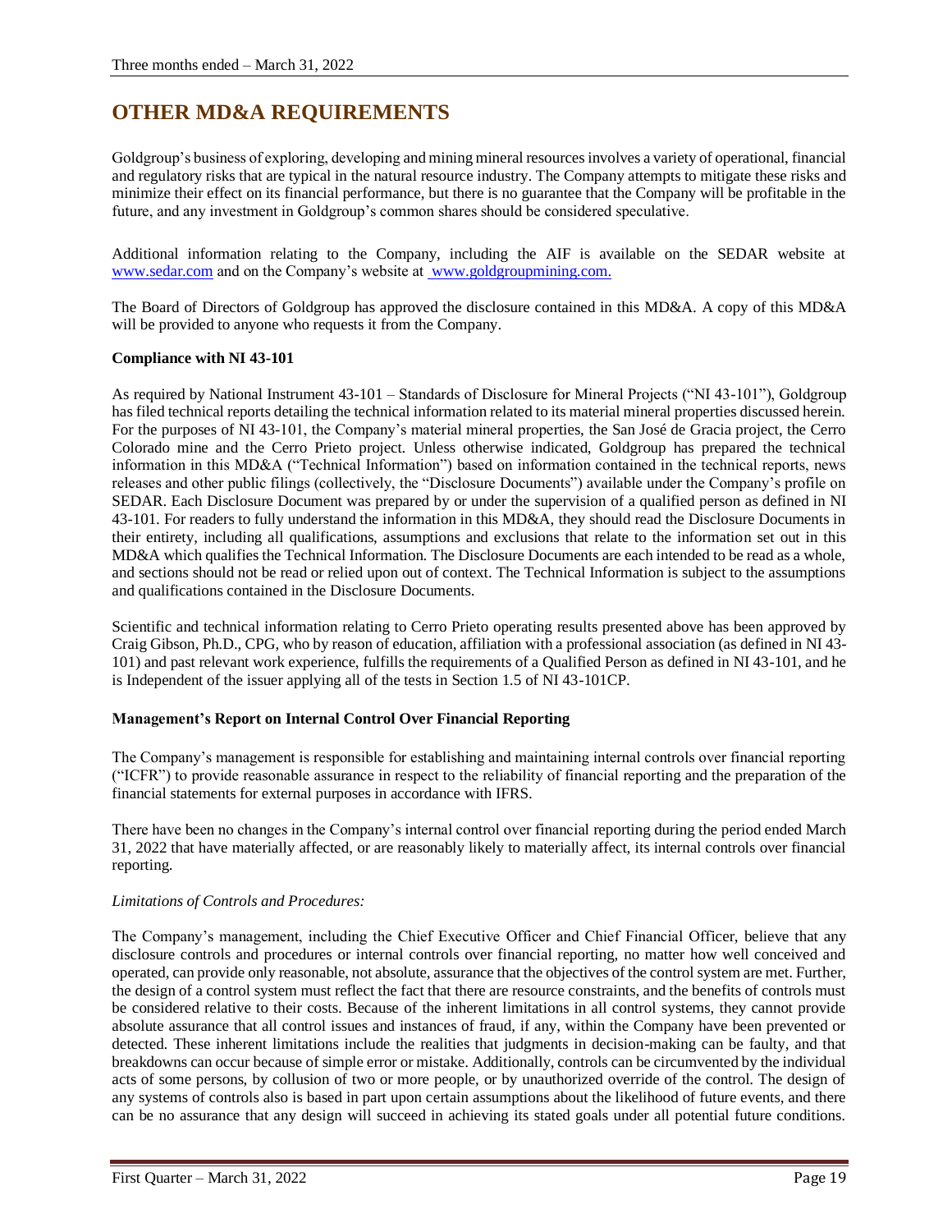# OTHER MD&A REQUIREMENTS

Goldgroup's business of exploring, developing and mining mineral resources involves a variety of operational, financial and regulatory risks that are typical in the natural resource industry. The Company attempts to mitigate these risks and minimize their effect on its financial performance, but there is no guarantee that the Company will be profitable in the future, and any investment in Goldgroup's common shares should be considered speculative.

Additional information relating to the Company, including the AIF is available on the SEDAR website at www.sedar.com and on the Company's website at www.goldgroupmining.com.

The Board of Directors of Goldgroup has approved the disclosure contained in this MD&A. A copy of this MD&A will be provided to anyone who requests it from the Company.

**Compliance with NI 43-101**

As required by National Instrument 43-101 – Standards of Disclosure for Mineral Projects ("NI 43-101"), Goldgroup has filed technical reports detailing the technical information related to its material mineral properties discussed herein. For the purposes of NI 43-101, the Company's material mineral properties, the San José de Gracia project, the Cerro Colorado mine and the Cerro Prieto project. Unless otherwise indicated, Goldgroup has prepared the technical information in this MD&A ("Technical Information") based on information contained in the technical reports, news releases and other public filings (collectively, the "Disclosure Documents") available under the Company's profile on SEDAR. Each Disclosure Document was prepared by or under the supervision of a qualified person as defined in NI 43-101. For readers to fully understand the information in this MD&A, they should read the Disclosure Documents in their entirety, including all qualifications, assumptions and exclusions that relate to the information set out in this MD&A which qualifies the Technical Information. The Disclosure Documents are each intended to be read as a whole, and sections should not be read or relied upon out of context. The Technical Information is subject to the assumptions and qualifications contained in the Disclosure Documents.

Scientific and technical information relating to Cerro Prieto operating results presented above has been approved by Craig Gibson, Ph.D., CPG, who by reason of education, affiliation with a professional association (as defined in NI 43-101) and past relevant work experience, fulfills the requirements of a Qualified Person as defined in NI 43-101, and he is Independent of the issuer applying all of the tests in Section 1.5 of NI 43-101CP.

**Management's Report on Internal Control Over Financial Reporting**

The Company's management is responsible for establishing and maintaining internal controls over financial reporting ("ICFR") to provide reasonable assurance in respect to the reliability of financial reporting and the preparation of the financial statements for external purposes in accordance with IFRS.

There have been no changes in the Company's internal control over financial reporting during the period ended March 31, 2022 that have materially affected, or are reasonably likely to materially affect, its internal controls over financial reporting.

*Limitations of Controls and Procedures:*

The Company's management, including the Chief Executive Officer and Chief Financial Officer, believe that any disclosure controls and procedures or internal controls over financial reporting, no matter how well conceived and operated, can provide only reasonable, not absolute, assurance that the objectives of the control system are met. Further, the design of a control system must reflect the fact that there are resource constraints, and the benefits of controls must be considered relative to their costs. Because of the inherent limitations in all control systems, they cannot provide absolute assurance that all control issues and instances of fraud, if any, within the Company have been prevented or detected. These inherent limitations include the realities that judgments in decision-making can be faulty, and that breakdowns can occur because of simple error or mistake. Additionally, controls can be circumvented by the individual acts of some persons, by collusion of two or more people, or by unauthorized override of the control. The design of any systems of controls also is based in part upon certain assumptions about the likelihood of future events, and there can be no assurance that any design will succeed in achieving its stated goals under all potential future conditions.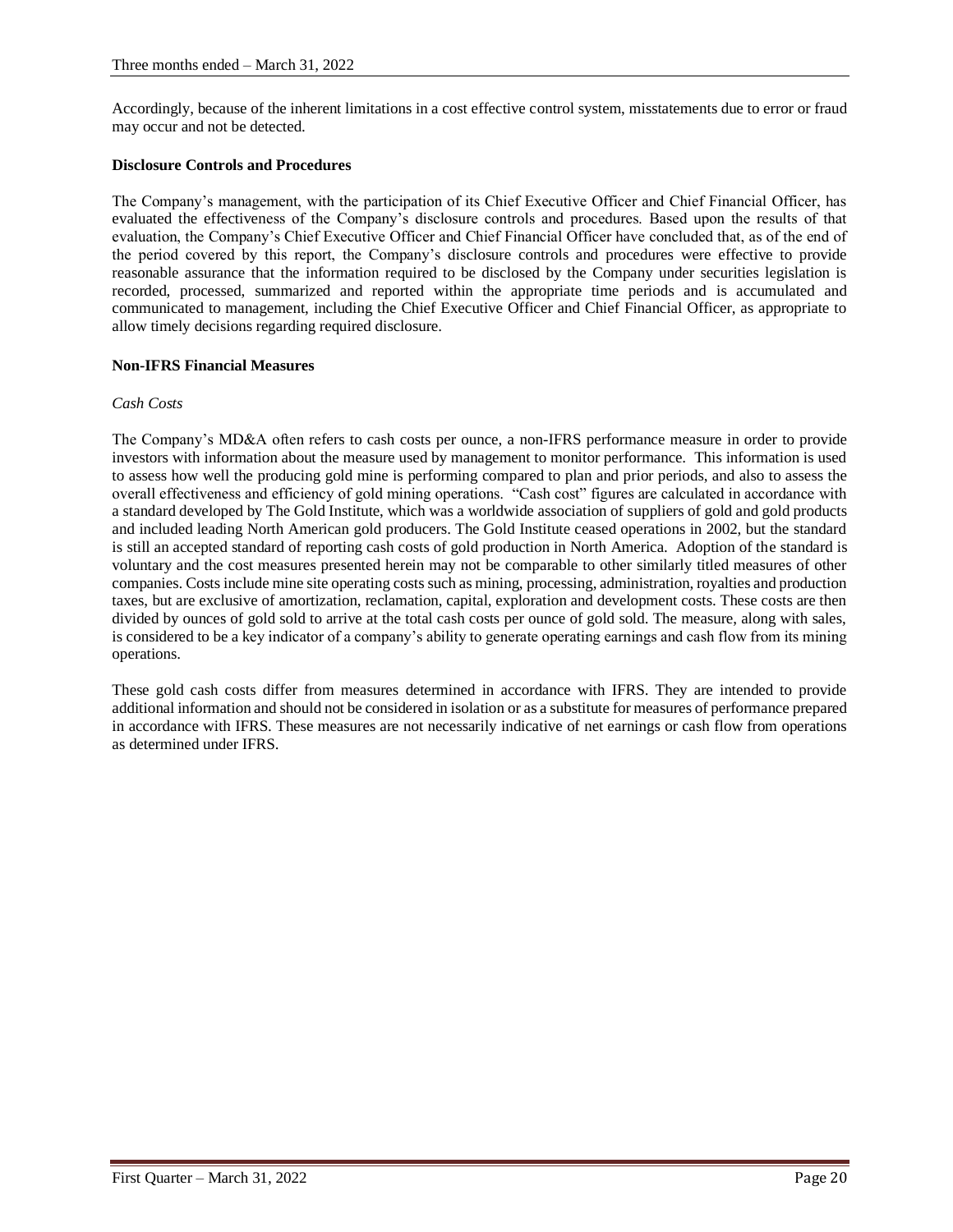Accordingly, because of the inherent limitations in a cost effective control system, misstatements due to error or fraud may occur and not be detected.

**Disclosure Controls and Procedures**

The Company's management, with the participation of its Chief Executive Officer and Chief Financial Officer, has evaluated the effectiveness of the Company's disclosure controls and procedures. Based upon the results of that evaluation, the Company's Chief Executive Officer and Chief Financial Officer have concluded that, as of the end of the period covered by this report, the Company's disclosure controls and procedures were effective to provide reasonable assurance that the information required to be disclosed by the Company under securities legislation is recorded, processed, summarized and reported within the appropriate time periods and is accumulated and communicated to management, including the Chief Executive Officer and Chief Financial Officer, as appropriate to allow timely decisions regarding required disclosure.

**Non-IFRS Financial Measures**

*Cash Costs*

The Company's MD&A often refers to cash costs per ounce, a non-IFRS performance measure in order to provide investors with information about the measure used by management to monitor performance. This information is used to assess how well the producing gold mine is performing compared to plan and prior periods, and also to assess the overall effectiveness and efficiency of gold mining operations. "Cash cost" figures are calculated in accordance with a standard developed by The Gold Institute, which was a worldwide association of suppliers of gold and gold products and included leading North American gold producers. The Gold Institute ceased operations in 2002, but the standard is still an accepted standard of reporting cash costs of gold production in North America. Adoption of the standard is voluntary and the cost measures presented herein may not be comparable to other similarly titled measures of other companies. Costs include mine site operating costs such as mining, processing, administration, royalties and production taxes, but are exclusive of amortization, reclamation, capital, exploration and development costs. These costs are then divided by ounces of gold sold to arrive at the total cash costs per ounce of gold sold. The measure, along with sales, is considered to be a key indicator of a company's ability to generate operating earnings and cash flow from its mining operations.

These gold cash costs differ from measures determined in accordance with IFRS. They are intended to provide additional information and should not be considered in isolation or as a substitute for measures of performance prepared in accordance with IFRS. These measures are not necessarily indicative of net earnings or cash flow from operations as determined under IFRS.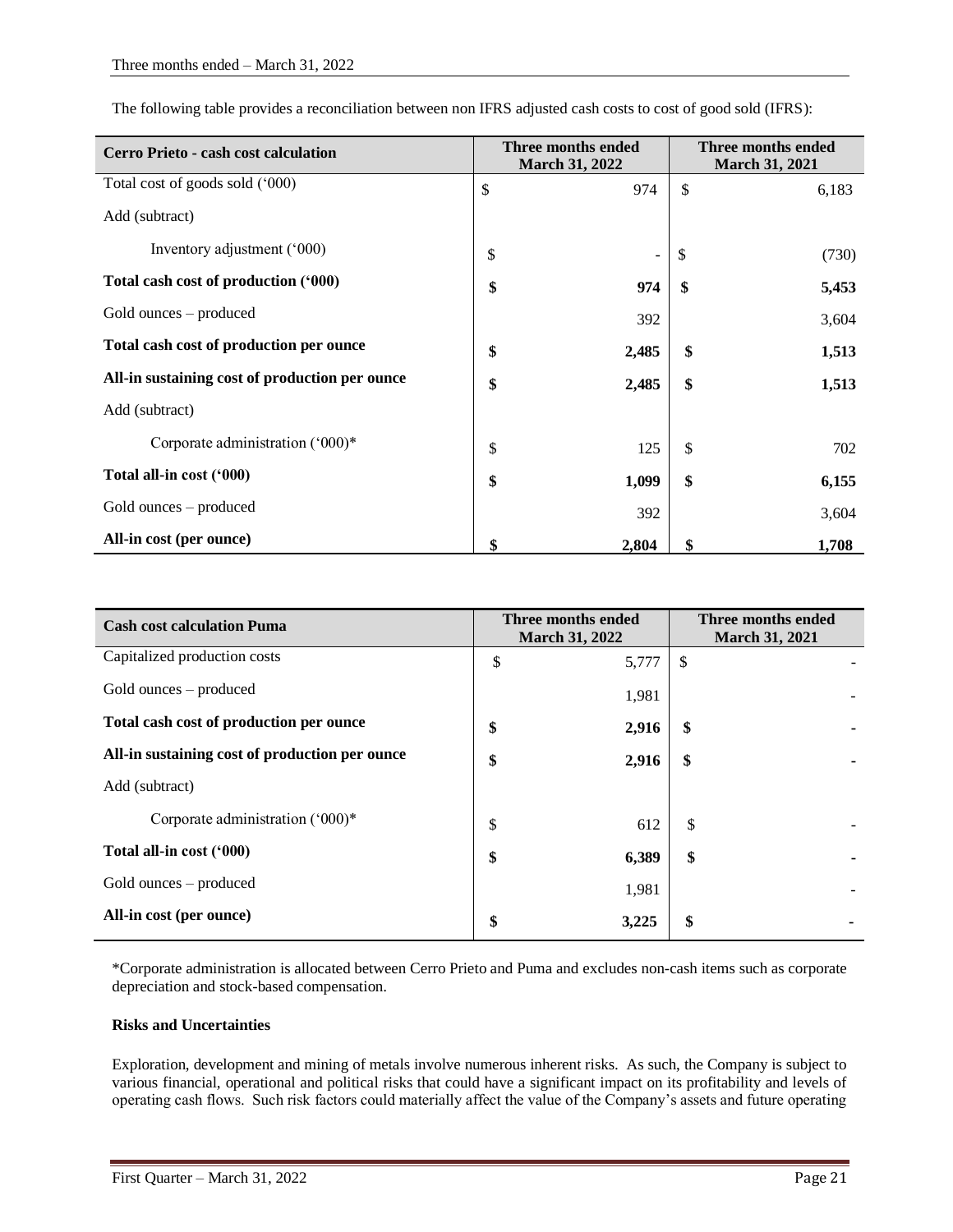The following table provides a reconciliation between non IFRS adjusted cash costs to cost of good sold (IFRS):

| Cerro Prieto - cash cost calculation | Three months ended March 31, 2022 | Three months ended March 31, 2021 |
|---|---|---|
| Total cost of goods sold ('000) | $ 974 | $ 6,183 |
| Add (subtract) | | |
| Inventory adjustment ('000) | $ - | $ (730) |
| **Total cash cost of production ('000)** | **$ 974** | **$ 5,453** |
| Gold ounces – produced | 392 | 3,604 |
| **Total cash cost of production per ounce** | **$ 2,485** | **$ 1,513** |
| **All-in sustaining cost of production per ounce** | **$ 2,485** | **$ 1,513** |
| Add (subtract) | | |
| Corporate administration ('000)* | $ 125 | $ 702 |
| **Total all-in cost ('000)** | **$ 1,099** | **$ 6,155** |
| Gold ounces – produced | 392 | 3,604 |
| **All-in cost (per ounce)** | **$ 2,804** | **$ 1,708** |

| Cash cost calculation Puma | Three months ended March 31, 2022 | Three months ended March 31, 2021 |
|---|---|---|
| Capitalized production costs | $ 5,777 | $ - |
| Gold ounces – produced | 1,981 | - |
| **Total cash cost of production per ounce** | **$ 2,916** | **$ -** |
| **All-in sustaining cost of production per ounce** | **$ 2,916** | **$ -** |
| Add (subtract) | | |
| Corporate administration ('000)* | $ 612 | $ - |
| **Total all-in cost ('000)** | **$ 6,389** | **$ -** |
| Gold ounces – produced | 1,981 | - |
| **All-in cost (per ounce)** | **$ 3,225** | **$ -** |

*Corporate administration is allocated between Cerro Prieto and Puma and excludes non-cash items such as corporate depreciation and stock-based compensation.

**Risks and Uncertainties**

Exploration, development and mining of metals involve numerous inherent risks. As such, the Company is subject to various financial, operational and political risks that could have a significant impact on its profitability and levels of operating cash flows. Such risk factors could materially affect the value of the Company's assets and future operating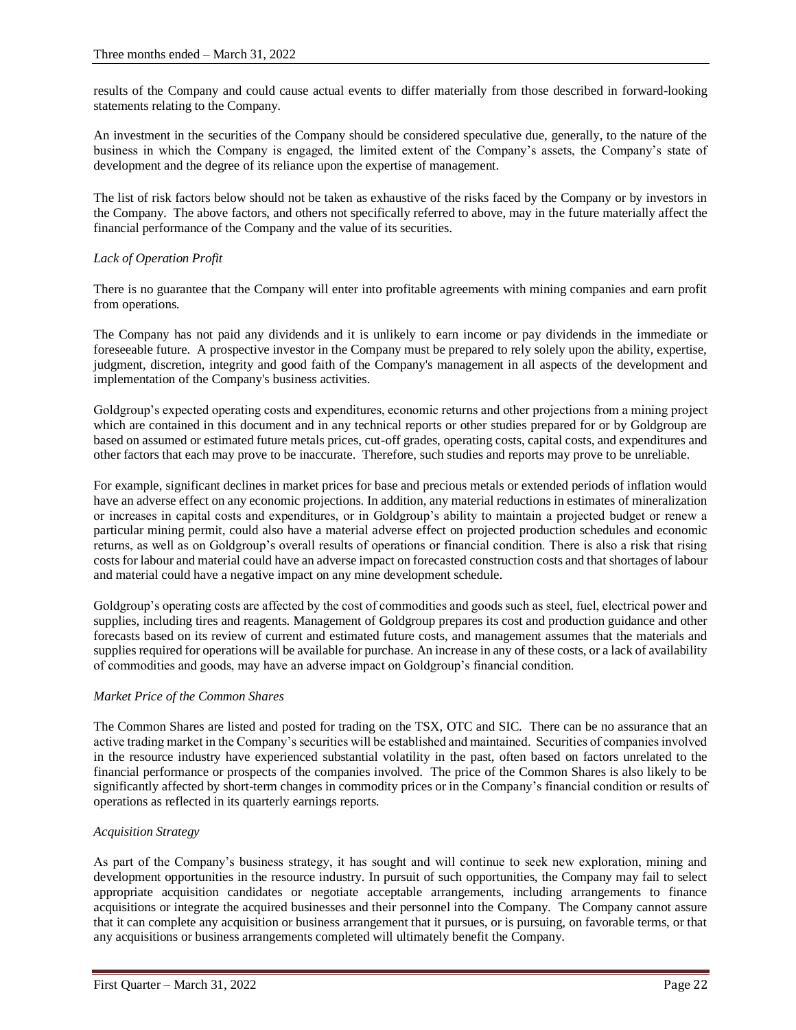results of the Company and could cause actual events to differ materially from those described in forward-looking statements relating to the Company.

An investment in the securities of the Company should be considered speculative due, generally, to the nature of the business in which the Company is engaged, the limited extent of the Company's assets, the Company's state of development and the degree of its reliance upon the expertise of management.

The list of risk factors below should not be taken as exhaustive of the risks faced by the Company or by investors in the Company. The above factors, and others not specifically referred to above, may in the future materially affect the financial performance of the Company and the value of its securities.

*Lack of Operation Profit*

There is no guarantee that the Company will enter into profitable agreements with mining companies and earn profit from operations.

The Company has not paid any dividends and it is unlikely to earn income or pay dividends in the immediate or foreseeable future. A prospective investor in the Company must be prepared to rely solely upon the ability, expertise, judgment, discretion, integrity and good faith of the Company's management in all aspects of the development and implementation of the Company's business activities.

Goldgroup's expected operating costs and expenditures, economic returns and other projections from a mining project which are contained in this document and in any technical reports or other studies prepared for or by Goldgroup are based on assumed or estimated future metals prices, cut-off grades, operating costs, capital costs, and expenditures and other factors that each may prove to be inaccurate. Therefore, such studies and reports may prove to be unreliable.

For example, significant declines in market prices for base and precious metals or extended periods of inflation would have an adverse effect on any economic projections. In addition, any material reductions in estimates of mineralization or increases in capital costs and expenditures, or in Goldgroup's ability to maintain a projected budget or renew a particular mining permit, could also have a material adverse effect on projected production schedules and economic returns, as well as on Goldgroup's overall results of operations or financial condition. There is also a risk that rising costs for labour and material could have an adverse impact on forecasted construction costs and that shortages of labour and material could have a negative impact on any mine development schedule.

Goldgroup's operating costs are affected by the cost of commodities and goods such as steel, fuel, electrical power and supplies, including tires and reagents. Management of Goldgroup prepares its cost and production guidance and other forecasts based on its review of current and estimated future costs, and management assumes that the materials and supplies required for operations will be available for purchase. An increase in any of these costs, or a lack of availability of commodities and goods, may have an adverse impact on Goldgroup's financial condition.

*Market Price of the Common Shares*

The Common Shares are listed and posted for trading on the TSX, OTC and SIC. There can be no assurance that an active trading market in the Company's securities will be established and maintained. Securities of companies involved in the resource industry have experienced substantial volatility in the past, often based on factors unrelated to the financial performance or prospects of the companies involved. The price of the Common Shares is also likely to be significantly affected by short-term changes in commodity prices or in the Company's financial condition or results of operations as reflected in its quarterly earnings reports.

*Acquisition Strategy*

As part of the Company's business strategy, it has sought and will continue to seek new exploration, mining and development opportunities in the resource industry. In pursuit of such opportunities, the Company may fail to select appropriate acquisition candidates or negotiate acceptable arrangements, including arrangements to finance acquisitions or integrate the acquired businesses and their personnel into the Company. The Company cannot assure that it can complete any acquisition or business arrangement that it pursues, or is pursuing, on favorable terms, or that any acquisitions or business arrangements completed will ultimately benefit the Company.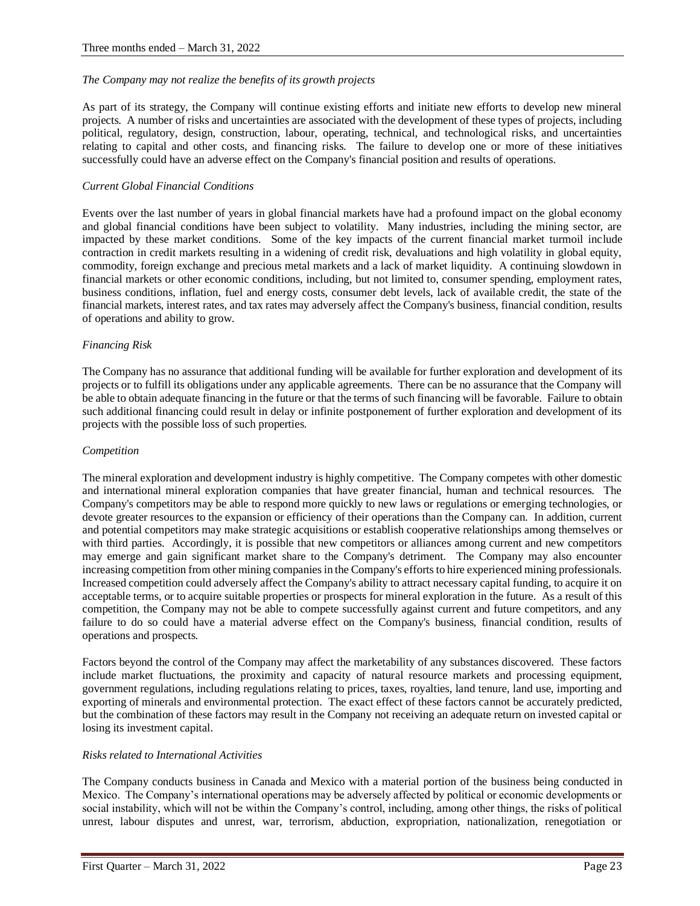*The Company may not realize the benefits of its growth projects*

As part of its strategy, the Company will continue existing efforts and initiate new efforts to develop new mineral projects. A number of risks and uncertainties are associated with the development of these types of projects, including political, regulatory, design, construction, labour, operating, technical, and technological risks, and uncertainties relating to capital and other costs, and financing risks. The failure to develop one or more of these initiatives successfully could have an adverse effect on the Company's financial position and results of operations.

*Current Global Financial Conditions*

Events over the last number of years in global financial markets have had a profound impact on the global economy and global financial conditions have been subject to volatility. Many industries, including the mining sector, are impacted by these market conditions. Some of the key impacts of the current financial market turmoil include contraction in credit markets resulting in a widening of credit risk, devaluations and high volatility in global equity, commodity, foreign exchange and precious metal markets and a lack of market liquidity. A continuing slowdown in financial markets or other economic conditions, including, but not limited to, consumer spending, employment rates, business conditions, inflation, fuel and energy costs, consumer debt levels, lack of available credit, the state of the financial markets, interest rates, and tax rates may adversely affect the Company's business, financial condition, results of operations and ability to grow.

*Financing Risk*

The Company has no assurance that additional funding will be available for further exploration and development of its projects or to fulfill its obligations under any applicable agreements. There can be no assurance that the Company will be able to obtain adequate financing in the future or that the terms of such financing will be favorable. Failure to obtain such additional financing could result in delay or infinite postponement of further exploration and development of its projects with the possible loss of such properties.

*Competition*

The mineral exploration and development industry is highly competitive. The Company competes with other domestic and international mineral exploration companies that have greater financial, human and technical resources. The Company's competitors may be able to respond more quickly to new laws or regulations or emerging technologies, or devote greater resources to the expansion or efficiency of their operations than the Company can. In addition, current and potential competitors may make strategic acquisitions or establish cooperative relationships among themselves or with third parties. Accordingly, it is possible that new competitors or alliances among current and new competitors may emerge and gain significant market share to the Company's detriment. The Company may also encounter increasing competition from other mining companies in the Company's efforts to hire experienced mining professionals. Increased competition could adversely affect the Company's ability to attract necessary capital funding, to acquire it on acceptable terms, or to acquire suitable properties or prospects for mineral exploration in the future. As a result of this competition, the Company may not be able to compete successfully against current and future competitors, and any failure to do so could have a material adverse effect on the Company's business, financial condition, results of operations and prospects.

Factors beyond the control of the Company may affect the marketability of any substances discovered. These factors include market fluctuations, the proximity and capacity of natural resource markets and processing equipment, government regulations, including regulations relating to prices, taxes, royalties, land tenure, land use, importing and exporting of minerals and environmental protection. The exact effect of these factors cannot be accurately predicted, but the combination of these factors may result in the Company not receiving an adequate return on invested capital or losing its investment capital.

*Risks related to International Activities*

The Company conducts business in Canada and Mexico with a material portion of the business being conducted in Mexico. The Company's international operations may be adversely affected by political or economic developments or social instability, which will not be within the Company's control, including, among other things, the risks of political unrest, labour disputes and unrest, war, terrorism, abduction, expropriation, nationalization, renegotiation or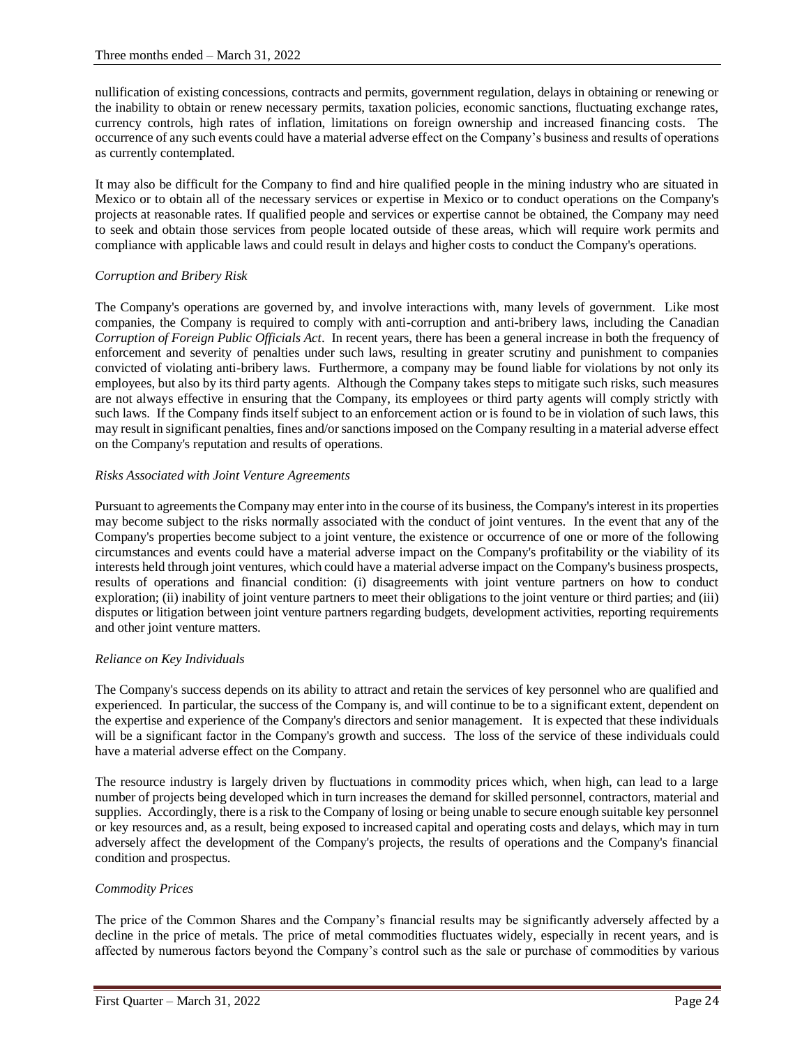nullification of existing concessions, contracts and permits, government regulation, delays in obtaining or renewing or the inability to obtain or renew necessary permits, taxation policies, economic sanctions, fluctuating exchange rates, currency controls, high rates of inflation, limitations on foreign ownership and increased financing costs. The occurrence of any such events could have a material adverse effect on the Company's business and results of operations as currently contemplated.

It may also be difficult for the Company to find and hire qualified people in the mining industry who are situated in Mexico or to obtain all of the necessary services or expertise in Mexico or to conduct operations on the Company's projects at reasonable rates. If qualified people and services or expertise cannot be obtained, the Company may need to seek and obtain those services from people located outside of these areas, which will require work permits and compliance with applicable laws and could result in delays and higher costs to conduct the Company's operations.

*Corruption and Bribery Risk*

The Company's operations are governed by, and involve interactions with, many levels of government. Like most companies, the Company is required to comply with anti-corruption and anti-bribery laws, including the Canadian *Corruption of Foreign Public Officials Act*. In recent years, there has been a general increase in both the frequency of enforcement and severity of penalties under such laws, resulting in greater scrutiny and punishment to companies convicted of violating anti-bribery laws. Furthermore, a company may be found liable for violations by not only its employees, but also by its third party agents. Although the Company takes steps to mitigate such risks, such measures are not always effective in ensuring that the Company, its employees or third party agents will comply strictly with such laws. If the Company finds itself subject to an enforcement action or is found to be in violation of such laws, this may result in significant penalties, fines and/or sanctions imposed on the Company resulting in a material adverse effect on the Company's reputation and results of operations.

*Risks Associated with Joint Venture Agreements*

Pursuant to agreements the Company may enter into in the course of its business, the Company's interest in its properties may become subject to the risks normally associated with the conduct of joint ventures. In the event that any of the Company's properties become subject to a joint venture, the existence or occurrence of one or more of the following circumstances and events could have a material adverse impact on the Company's profitability or the viability of its interests held through joint ventures, which could have a material adverse impact on the Company's business prospects, results of operations and financial condition: (i) disagreements with joint venture partners on how to conduct exploration; (ii) inability of joint venture partners to meet their obligations to the joint venture or third parties; and (iii) disputes or litigation between joint venture partners regarding budgets, development activities, reporting requirements and other joint venture matters.

*Reliance on Key Individuals*

The Company's success depends on its ability to attract and retain the services of key personnel who are qualified and experienced. In particular, the success of the Company is, and will continue to be to a significant extent, dependent on the expertise and experience of the Company's directors and senior management. It is expected that these individuals will be a significant factor in the Company's growth and success. The loss of the service of these individuals could have a material adverse effect on the Company.

The resource industry is largely driven by fluctuations in commodity prices which, when high, can lead to a large number of projects being developed which in turn increases the demand for skilled personnel, contractors, material and supplies. Accordingly, there is a risk to the Company of losing or being unable to secure enough suitable key personnel or key resources and, as a result, being exposed to increased capital and operating costs and delays, which may in turn adversely affect the development of the Company's projects, the results of operations and the Company's financial condition and prospectus.

*Commodity Prices*

The price of the Common Shares and the Company's financial results may be significantly adversely affected by a decline in the price of metals. The price of metal commodities fluctuates widely, especially in recent years, and is affected by numerous factors beyond the Company's control such as the sale or purchase of commodities by various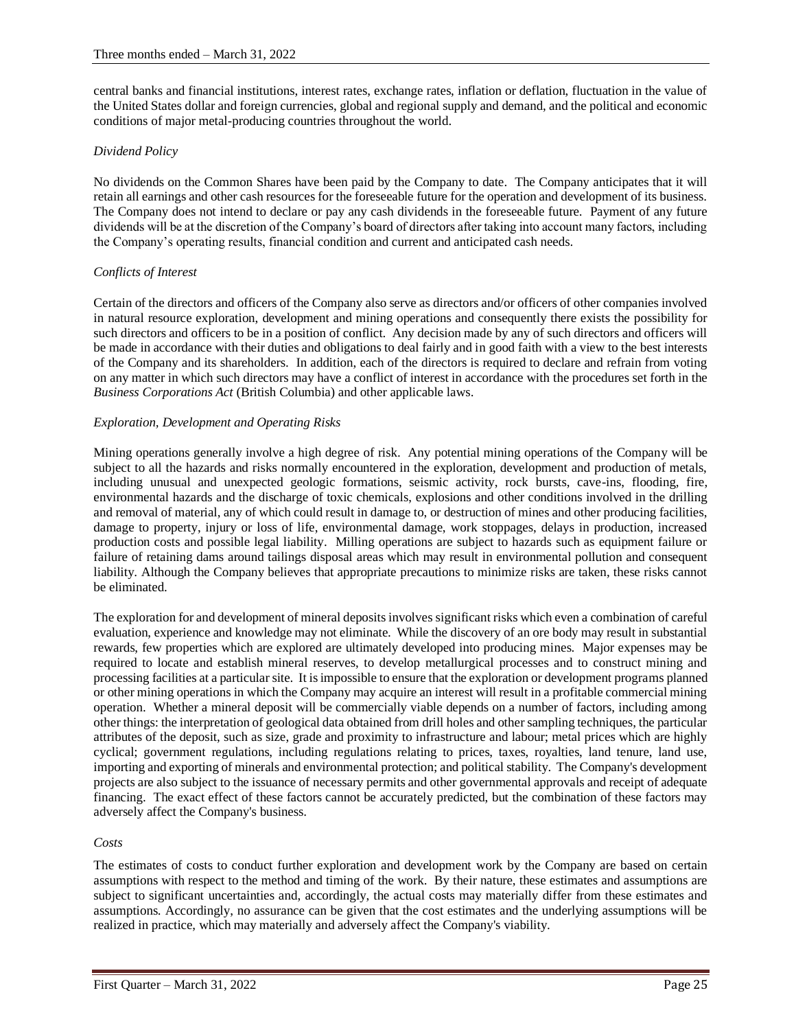central banks and financial institutions, interest rates, exchange rates, inflation or deflation, fluctuation in the value of the United States dollar and foreign currencies, global and regional supply and demand, and the political and economic conditions of major metal-producing countries throughout the world.

*Dividend Policy*

No dividends on the Common Shares have been paid by the Company to date. The Company anticipates that it will retain all earnings and other cash resources for the foreseeable future for the operation and development of its business. The Company does not intend to declare or pay any cash dividends in the foreseeable future. Payment of any future dividends will be at the discretion of the Company's board of directors after taking into account many factors, including the Company's operating results, financial condition and current and anticipated cash needs.

*Conflicts of Interest*

Certain of the directors and officers of the Company also serve as directors and/or officers of other companies involved in natural resource exploration, development and mining operations and consequently there exists the possibility for such directors and officers to be in a position of conflict. Any decision made by any of such directors and officers will be made in accordance with their duties and obligations to deal fairly and in good faith with a view to the best interests of the Company and its shareholders. In addition, each of the directors is required to declare and refrain from voting on any matter in which such directors may have a conflict of interest in accordance with the procedures set forth in the *Business Corporations Act* (British Columbia) and other applicable laws.

*Exploration, Development and Operating Risks*

Mining operations generally involve a high degree of risk. Any potential mining operations of the Company will be subject to all the hazards and risks normally encountered in the exploration, development and production of metals, including unusual and unexpected geologic formations, seismic activity, rock bursts, cave-ins, flooding, fire, environmental hazards and the discharge of toxic chemicals, explosions and other conditions involved in the drilling and removal of material, any of which could result in damage to, or destruction of mines and other producing facilities, damage to property, injury or loss of life, environmental damage, work stoppages, delays in production, increased production costs and possible legal liability. Milling operations are subject to hazards such as equipment failure or failure of retaining dams around tailings disposal areas which may result in environmental pollution and consequent liability. Although the Company believes that appropriate precautions to minimize risks are taken, these risks cannot be eliminated.

The exploration for and development of mineral deposits involves significant risks which even a combination of careful evaluation, experience and knowledge may not eliminate. While the discovery of an ore body may result in substantial rewards, few properties which are explored are ultimately developed into producing mines. Major expenses may be required to locate and establish mineral reserves, to develop metallurgical processes and to construct mining and processing facilities at a particular site. It is impossible to ensure that the exploration or development programs planned or other mining operations in which the Company may acquire an interest will result in a profitable commercial mining operation. Whether a mineral deposit will be commercially viable depends on a number of factors, including among other things: the interpretation of geological data obtained from drill holes and other sampling techniques, the particular attributes of the deposit, such as size, grade and proximity to infrastructure and labour; metal prices which are highly cyclical; government regulations, including regulations relating to prices, taxes, royalties, land tenure, land use, importing and exporting of minerals and environmental protection; and political stability. The Company's development projects are also subject to the issuance of necessary permits and other governmental approvals and receipt of adequate financing. The exact effect of these factors cannot be accurately predicted, but the combination of these factors may adversely affect the Company's business.

*Costs*

The estimates of costs to conduct further exploration and development work by the Company are based on certain assumptions with respect to the method and timing of the work. By their nature, these estimates and assumptions are subject to significant uncertainties and, accordingly, the actual costs may materially differ from these estimates and assumptions. Accordingly, no assurance can be given that the cost estimates and the underlying assumptions will be realized in practice, which may materially and adversely affect the Company's viability.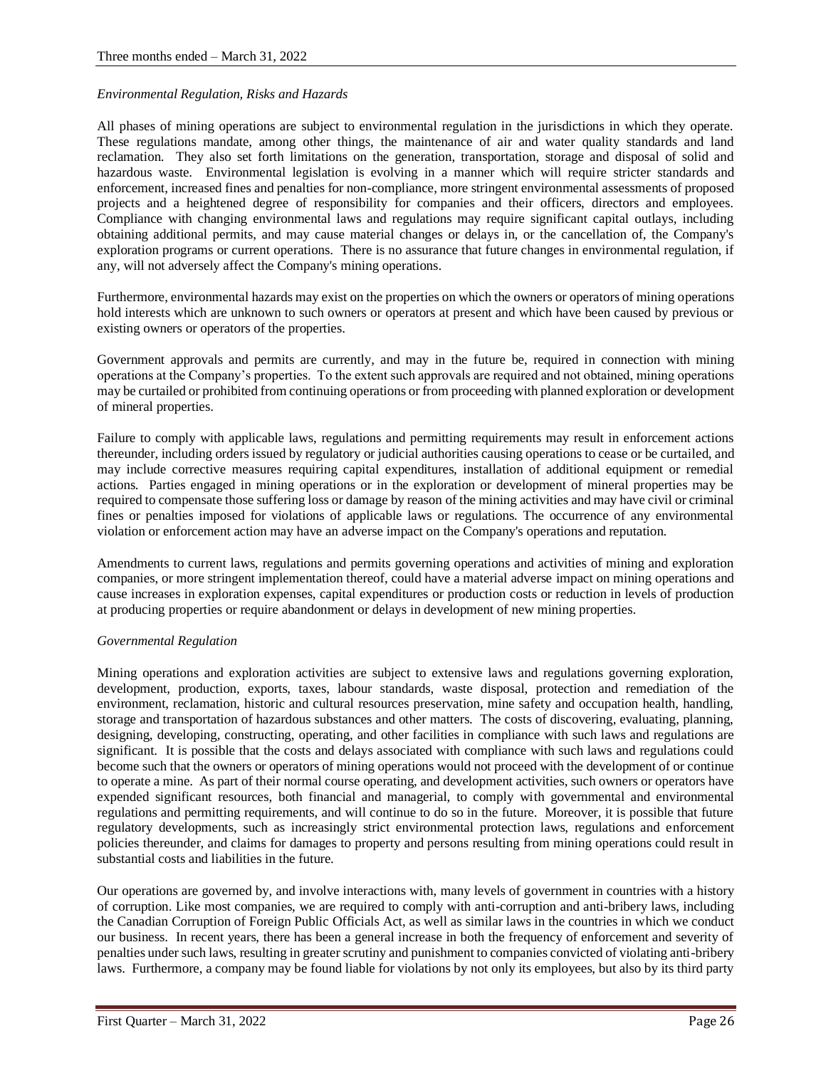*Environmental Regulation, Risks and Hazards*

All phases of mining operations are subject to environmental regulation in the jurisdictions in which they operate. These regulations mandate, among other things, the maintenance of air and water quality standards and land reclamation. They also set forth limitations on the generation, transportation, storage and disposal of solid and hazardous waste. Environmental legislation is evolving in a manner which will require stricter standards and enforcement, increased fines and penalties for non-compliance, more stringent environmental assessments of proposed projects and a heightened degree of responsibility for companies and their officers, directors and employees. Compliance with changing environmental laws and regulations may require significant capital outlays, including obtaining additional permits, and may cause material changes or delays in, or the cancellation of, the Company's exploration programs or current operations. There is no assurance that future changes in environmental regulation, if any, will not adversely affect the Company's mining operations.

Furthermore, environmental hazards may exist on the properties on which the owners or operators of mining operations hold interests which are unknown to such owners or operators at present and which have been caused by previous or existing owners or operators of the properties.

Government approvals and permits are currently, and may in the future be, required in connection with mining operations at the Company's properties. To the extent such approvals are required and not obtained, mining operations may be curtailed or prohibited from continuing operations or from proceeding with planned exploration or development of mineral properties.

Failure to comply with applicable laws, regulations and permitting requirements may result in enforcement actions thereunder, including orders issued by regulatory or judicial authorities causing operations to cease or be curtailed, and may include corrective measures requiring capital expenditures, installation of additional equipment or remedial actions. Parties engaged in mining operations or in the exploration or development of mineral properties may be required to compensate those suffering loss or damage by reason of the mining activities and may have civil or criminal fines or penalties imposed for violations of applicable laws or regulations. The occurrence of any environmental violation or enforcement action may have an adverse impact on the Company's operations and reputation.

Amendments to current laws, regulations and permits governing operations and activities of mining and exploration companies, or more stringent implementation thereof, could have a material adverse impact on mining operations and cause increases in exploration expenses, capital expenditures or production costs or reduction in levels of production at producing properties or require abandonment or delays in development of new mining properties.

*Governmental Regulation*

Mining operations and exploration activities are subject to extensive laws and regulations governing exploration, development, production, exports, taxes, labour standards, waste disposal, protection and remediation of the environment, reclamation, historic and cultural resources preservation, mine safety and occupation health, handling, storage and transportation of hazardous substances and other matters. The costs of discovering, evaluating, planning, designing, developing, constructing, operating, and other facilities in compliance with such laws and regulations are significant. It is possible that the costs and delays associated with compliance with such laws and regulations could become such that the owners or operators of mining operations would not proceed with the development of or continue to operate a mine. As part of their normal course operating, and development activities, such owners or operators have expended significant resources, both financial and managerial, to comply with governmental and environmental regulations and permitting requirements, and will continue to do so in the future. Moreover, it is possible that future regulatory developments, such as increasingly strict environmental protection laws, regulations and enforcement policies thereunder, and claims for damages to property and persons resulting from mining operations could result in substantial costs and liabilities in the future.

Our operations are governed by, and involve interactions with, many levels of government in countries with a history of corruption. Like most companies, we are required to comply with anti-corruption and anti-bribery laws, including the Canadian Corruption of Foreign Public Officials Act, as well as similar laws in the countries in which we conduct our business. In recent years, there has been a general increase in both the frequency of enforcement and severity of penalties under such laws, resulting in greater scrutiny and punishment to companies convicted of violating anti-bribery laws. Furthermore, a company may be found liable for violations by not only its employees, but also by its third party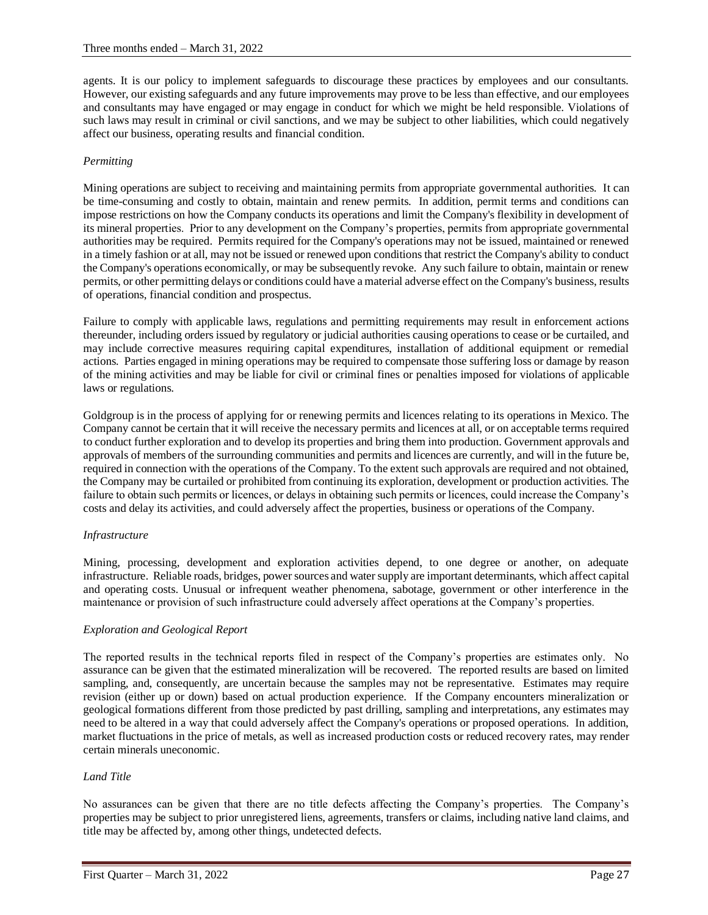agents. It is our policy to implement safeguards to discourage these practices by employees and our consultants. However, our existing safeguards and any future improvements may prove to be less than effective, and our employees and consultants may have engaged or may engage in conduct for which we might be held responsible. Violations of such laws may result in criminal or civil sanctions, and we may be subject to other liabilities, which could negatively affect our business, operating results and financial condition.

*Permitting*

Mining operations are subject to receiving and maintaining permits from appropriate governmental authorities. It can be time-consuming and costly to obtain, maintain and renew permits. In addition, permit terms and conditions can impose restrictions on how the Company conducts its operations and limit the Company's flexibility in development of its mineral properties. Prior to any development on the Company's properties, permits from appropriate governmental authorities may be required. Permits required for the Company's operations may not be issued, maintained or renewed in a timely fashion or at all, may not be issued or renewed upon conditions that restrict the Company's ability to conduct the Company's operations economically, or may be subsequently revoke. Any such failure to obtain, maintain or renew permits, or other permitting delays or conditions could have a material adverse effect on the Company's business, results of operations, financial condition and prospectus.

Failure to comply with applicable laws, regulations and permitting requirements may result in enforcement actions thereunder, including orders issued by regulatory or judicial authorities causing operations to cease or be curtailed, and may include corrective measures requiring capital expenditures, installation of additional equipment or remedial actions. Parties engaged in mining operations may be required to compensate those suffering loss or damage by reason of the mining activities and may be liable for civil or criminal fines or penalties imposed for violations of applicable laws or regulations.

Goldgroup is in the process of applying for or renewing permits and licences relating to its operations in Mexico. The Company cannot be certain that it will receive the necessary permits and licences at all, or on acceptable terms required to conduct further exploration and to develop its properties and bring them into production. Government approvals and approvals of members of the surrounding communities and permits and licences are currently, and will in the future be, required in connection with the operations of the Company. To the extent such approvals are required and not obtained, the Company may be curtailed or prohibited from continuing its exploration, development or production activities. The failure to obtain such permits or licences, or delays in obtaining such permits or licences, could increase the Company's costs and delay its activities, and could adversely affect the properties, business or operations of the Company.

*Infrastructure*

Mining, processing, development and exploration activities depend, to one degree or another, on adequate infrastructure. Reliable roads, bridges, power sources and water supply are important determinants, which affect capital and operating costs. Unusual or infrequent weather phenomena, sabotage, government or other interference in the maintenance or provision of such infrastructure could adversely affect operations at the Company's properties.

*Exploration and Geological Report*

The reported results in the technical reports filed in respect of the Company's properties are estimates only. No assurance can be given that the estimated mineralization will be recovered. The reported results are based on limited sampling, and, consequently, are uncertain because the samples may not be representative. Estimates may require revision (either up or down) based on actual production experience. If the Company encounters mineralization or geological formations different from those predicted by past drilling, sampling and interpretations, any estimates may need to be altered in a way that could adversely affect the Company's operations or proposed operations. In addition, market fluctuations in the price of metals, as well as increased production costs or reduced recovery rates, may render certain minerals uneconomic.

*Land Title*

No assurances can be given that there are no title defects affecting the Company's properties. The Company's properties may be subject to prior unregistered liens, agreements, transfers or claims, including native land claims, and title may be affected by, among other things, undetected defects.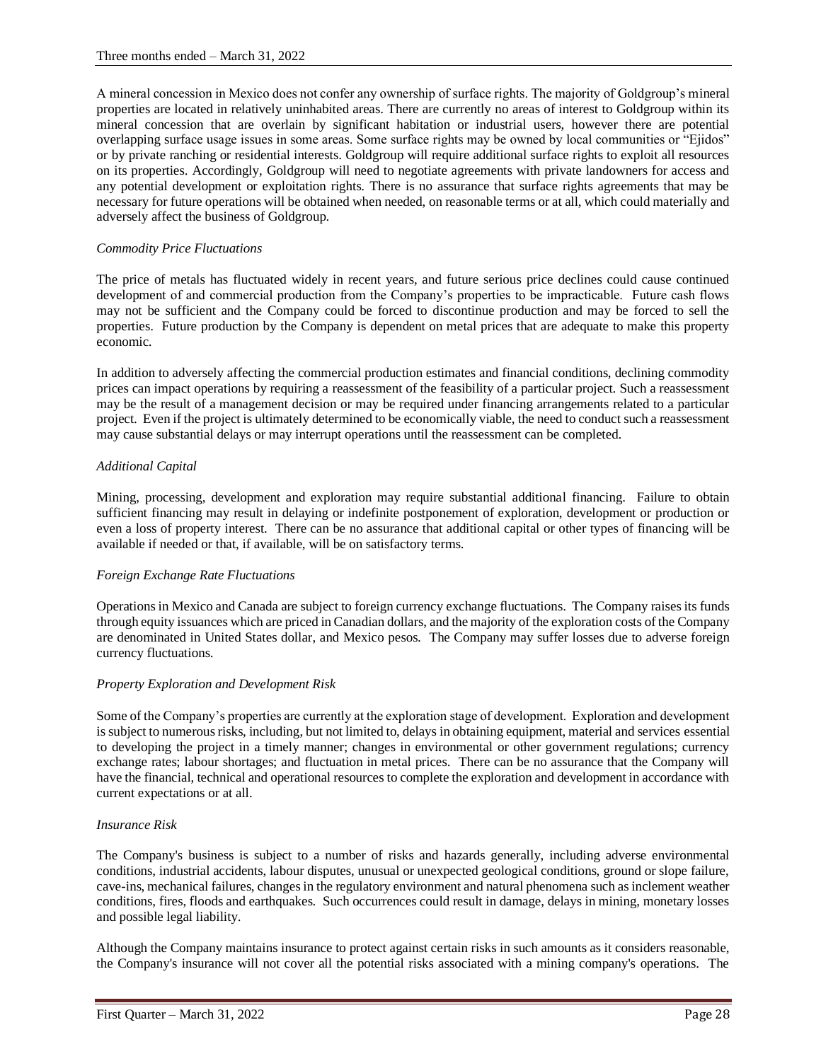A mineral concession in Mexico does not confer any ownership of surface rights. The majority of Goldgroup's mineral properties are located in relatively uninhabited areas. There are currently no areas of interest to Goldgroup within its mineral concession that are overlain by significant habitation or industrial users, however there are potential overlapping surface usage issues in some areas. Some surface rights may be owned by local communities or "Ejidos" or by private ranching or residential interests. Goldgroup will require additional surface rights to exploit all resources on its properties. Accordingly, Goldgroup will need to negotiate agreements with private landowners for access and any potential development or exploitation rights. There is no assurance that surface rights agreements that may be necessary for future operations will be obtained when needed, on reasonable terms or at all, which could materially and adversely affect the business of Goldgroup.

*Commodity Price Fluctuations*

The price of metals has fluctuated widely in recent years, and future serious price declines could cause continued development of and commercial production from the Company's properties to be impracticable. Future cash flows may not be sufficient and the Company could be forced to discontinue production and may be forced to sell the properties. Future production by the Company is dependent on metal prices that are adequate to make this property economic.

In addition to adversely affecting the commercial production estimates and financial conditions, declining commodity prices can impact operations by requiring a reassessment of the feasibility of a particular project. Such a reassessment may be the result of a management decision or may be required under financing arrangements related to a particular project. Even if the project is ultimately determined to be economically viable, the need to conduct such a reassessment may cause substantial delays or may interrupt operations until the reassessment can be completed.

*Additional Capital*

Mining, processing, development and exploration may require substantial additional financing. Failure to obtain sufficient financing may result in delaying or indefinite postponement of exploration, development or production or even a loss of property interest. There can be no assurance that additional capital or other types of financing will be available if needed or that, if available, will be on satisfactory terms.

*Foreign Exchange Rate Fluctuations*

Operations in Mexico and Canada are subject to foreign currency exchange fluctuations. The Company raises its funds through equity issuances which are priced in Canadian dollars, and the majority of the exploration costs of the Company are denominated in United States dollar, and Mexico pesos. The Company may suffer losses due to adverse foreign currency fluctuations.

*Property Exploration and Development Risk*

Some of the Company's properties are currently at the exploration stage of development. Exploration and development is subject to numerous risks, including, but not limited to, delays in obtaining equipment, material and services essential to developing the project in a timely manner; changes in environmental or other government regulations; currency exchange rates; labour shortages; and fluctuation in metal prices. There can be no assurance that the Company will have the financial, technical and operational resources to complete the exploration and development in accordance with current expectations or at all.

*Insurance Risk*

The Company's business is subject to a number of risks and hazards generally, including adverse environmental conditions, industrial accidents, labour disputes, unusual or unexpected geological conditions, ground or slope failure, cave-ins, mechanical failures, changes in the regulatory environment and natural phenomena such as inclement weather conditions, fires, floods and earthquakes. Such occurrences could result in damage, delays in mining, monetary losses and possible legal liability.

Although the Company maintains insurance to protect against certain risks in such amounts as it considers reasonable, the Company's insurance will not cover all the potential risks associated with a mining company's operations. The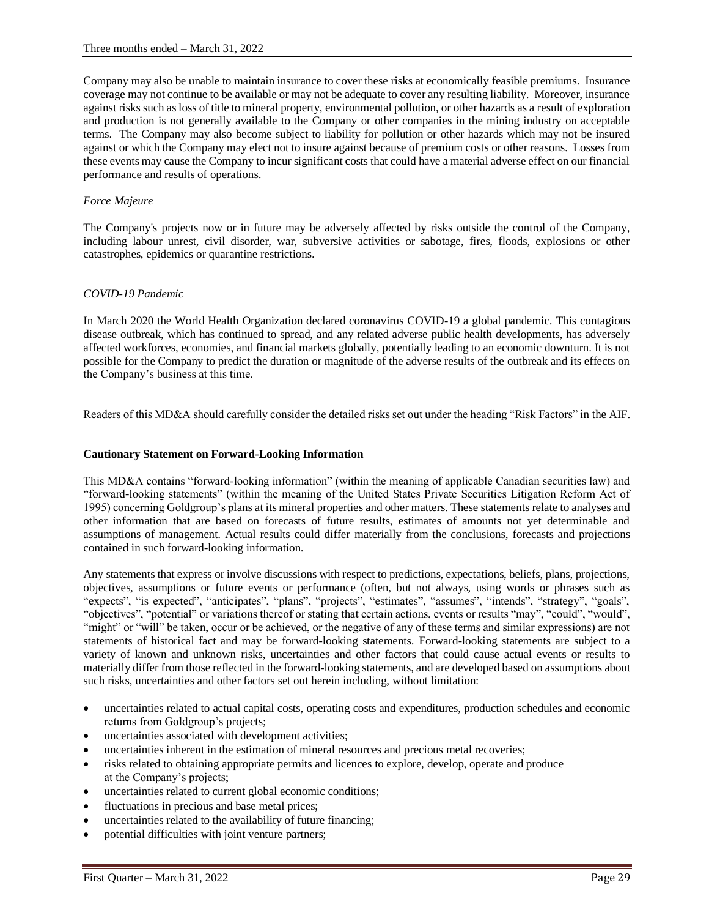Company may also be unable to maintain insurance to cover these risks at economically feasible premiums. Insurance coverage may not continue to be available or may not be adequate to cover any resulting liability. Moreover, insurance against risks such as loss of title to mineral property, environmental pollution, or other hazards as a result of exploration and production is not generally available to the Company or other companies in the mining industry on acceptable terms. The Company may also become subject to liability for pollution or other hazards which may not be insured against or which the Company may elect not to insure against because of premium costs or other reasons. Losses from these events may cause the Company to incur significant costs that could have a material adverse effect on our financial performance and results of operations.

*Force Majeure*

The Company's projects now or in future may be adversely affected by risks outside the control of the Company, including labour unrest, civil disorder, war, subversive activities or sabotage, fires, floods, explosions or other catastrophes, epidemics or quarantine restrictions.

*COVID-19 Pandemic*

In March 2020 the World Health Organization declared coronavirus COVID-19 a global pandemic. This contagious disease outbreak, which has continued to spread, and any related adverse public health developments, has adversely affected workforces, economies, and financial markets globally, potentially leading to an economic downturn. It is not possible for the Company to predict the duration or magnitude of the adverse results of the outbreak and its effects on the Company's business at this time.

Readers of this MD&A should carefully consider the detailed risks set out under the heading "Risk Factors" in the AIF.

**Cautionary Statement on Forward-Looking Information**

This MD&A contains "forward-looking information" (within the meaning of applicable Canadian securities law) and "forward-looking statements" (within the meaning of the United States Private Securities Litigation Reform Act of 1995) concerning Goldgroup's plans at its mineral properties and other matters. These statements relate to analyses and other information that are based on forecasts of future results, estimates of amounts not yet determinable and assumptions of management. Actual results could differ materially from the conclusions, forecasts and projections contained in such forward-looking information.

Any statements that express or involve discussions with respect to predictions, expectations, beliefs, plans, projections, objectives, assumptions or future events or performance (often, but not always, using words or phrases such as "expects", "is expected", "anticipates", "plans", "projects", "estimates", "assumes", "intends", "strategy", "goals", "objectives", "potential" or variations thereof or stating that certain actions, events or results "may", "could", "would", "might" or "will" be taken, occur or be achieved, or the negative of any of these terms and similar expressions) are not statements of historical fact and may be forward-looking statements. Forward-looking statements are subject to a variety of known and unknown risks, uncertainties and other factors that could cause actual events or results to materially differ from those reflected in the forward-looking statements, and are developed based on assumptions about such risks, uncertainties and other factors set out herein including, without limitation:

- uncertainties related to actual capital costs, operating costs and expenditures, production schedules and economic returns from Goldgroup's projects;
- uncertainties associated with development activities;
- uncertainties inherent in the estimation of mineral resources and precious metal recoveries;
- risks related to obtaining appropriate permits and licences to explore, develop, operate and produce at the Company's projects;
- uncertainties related to current global economic conditions;
- fluctuations in precious and base metal prices;
- uncertainties related to the availability of future financing;
- potential difficulties with joint venture partners;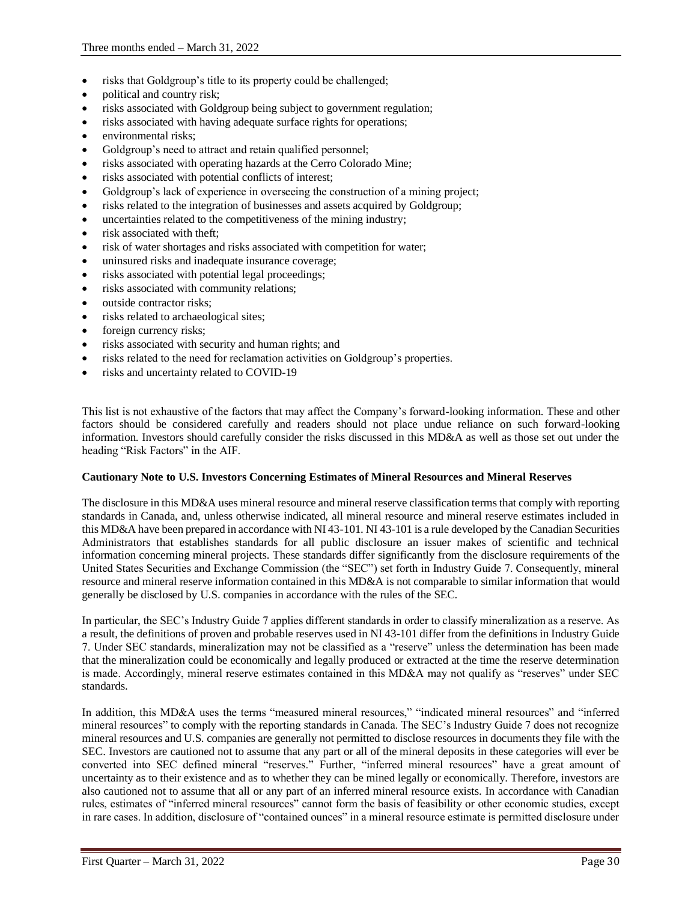- risks that Goldgroup's title to its property could be challenged;
- political and country risk;
- risks associated with Goldgroup being subject to government regulation;
- risks associated with having adequate surface rights for operations;
- environmental risks;
- Goldgroup's need to attract and retain qualified personnel;
- risks associated with operating hazards at the Cerro Colorado Mine;
- risks associated with potential conflicts of interest;
- Goldgroup's lack of experience in overseeing the construction of a mining project;
- risks related to the integration of businesses and assets acquired by Goldgroup;
- uncertainties related to the competitiveness of the mining industry;
- risk associated with theft;
- risk of water shortages and risks associated with competition for water;
- uninsured risks and inadequate insurance coverage;
- risks associated with potential legal proceedings;
- risks associated with community relations;
- outside contractor risks;
- risks related to archaeological sites;
- foreign currency risks;
- risks associated with security and human rights; and
- risks related to the need for reclamation activities on Goldgroup's properties.
- risks and uncertainty related to COVID-19

This list is not exhaustive of the factors that may affect the Company's forward-looking information. These and other factors should be considered carefully and readers should not place undue reliance on such forward-looking information. Investors should carefully consider the risks discussed in this MD&A as well as those set out under the heading "Risk Factors" in the AIF.

**Cautionary Note to U.S. Investors Concerning Estimates of Mineral Resources and Mineral Reserves**

The disclosure in this MD&A uses mineral resource and mineral reserve classification terms that comply with reporting standards in Canada, and, unless otherwise indicated, all mineral resource and mineral reserve estimates included in this MD&A have been prepared in accordance with NI 43-101. NI 43-101 is a rule developed by the Canadian Securities Administrators that establishes standards for all public disclosure an issuer makes of scientific and technical information concerning mineral projects. These standards differ significantly from the disclosure requirements of the United States Securities and Exchange Commission (the "SEC") set forth in Industry Guide 7. Consequently, mineral resource and mineral reserve information contained in this MD&A is not comparable to similar information that would generally be disclosed by U.S. companies in accordance with the rules of the SEC.

In particular, the SEC's Industry Guide 7 applies different standards in order to classify mineralization as a reserve. As a result, the definitions of proven and probable reserves used in NI 43-101 differ from the definitions in Industry Guide 7. Under SEC standards, mineralization may not be classified as a "reserve" unless the determination has been made that the mineralization could be economically and legally produced or extracted at the time the reserve determination is made. Accordingly, mineral reserve estimates contained in this MD&A may not qualify as "reserves" under SEC standards.

In addition, this MD&A uses the terms "measured mineral resources," "indicated mineral resources" and "inferred mineral resources" to comply with the reporting standards in Canada. The SEC's Industry Guide 7 does not recognize mineral resources and U.S. companies are generally not permitted to disclose resources in documents they file with the SEC. Investors are cautioned not to assume that any part or all of the mineral deposits in these categories will ever be converted into SEC defined mineral "reserves." Further, "inferred mineral resources" have a great amount of uncertainty as to their existence and as to whether they can be mined legally or economically. Therefore, investors are also cautioned not to assume that all or any part of an inferred mineral resource exists. In accordance with Canadian rules, estimates of "inferred mineral resources" cannot form the basis of feasibility or other economic studies, except in rare cases. In addition, disclosure of "contained ounces" in a mineral resource estimate is permitted disclosure under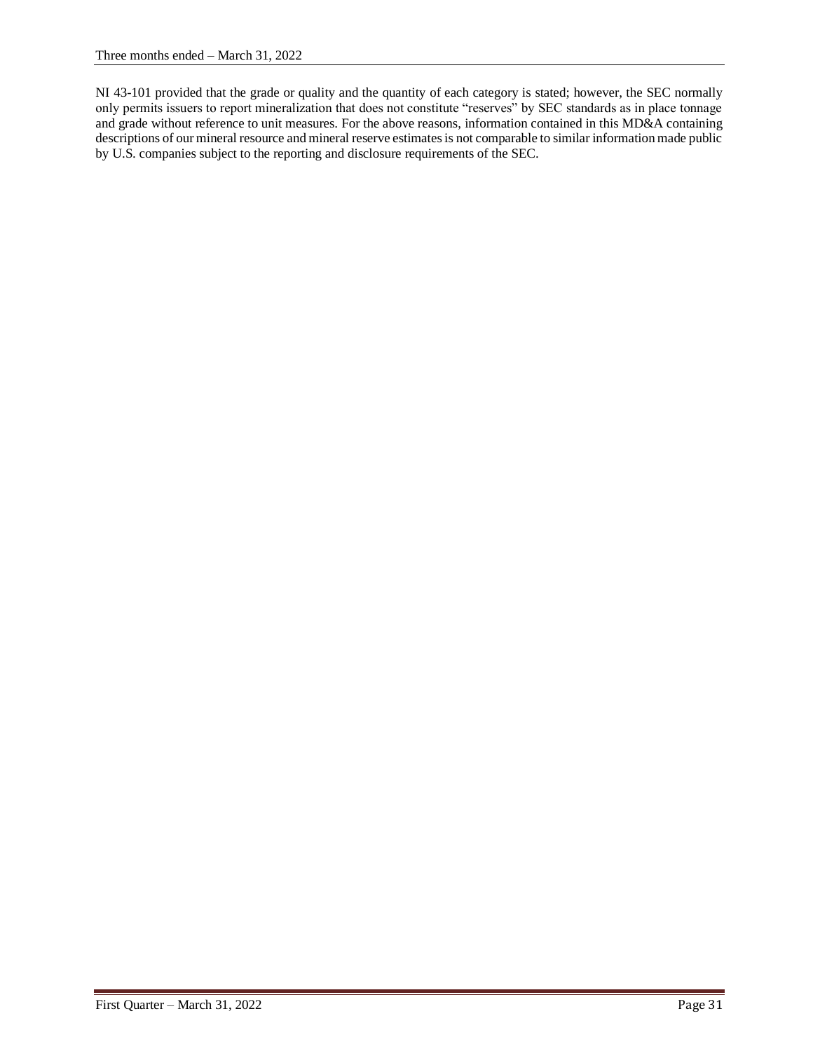NI 43-101 provided that the grade or quality and the quantity of each category is stated; however, the SEC normally only permits issuers to report mineralization that does not constitute "reserves" by SEC standards as in place tonnage and grade without reference to unit measures. For the above reasons, information contained in this MD&A containing descriptions of our mineral resource and mineral reserve estimates is not comparable to similar information made public by U.S. companies subject to the reporting and disclosure requirements of the SEC.